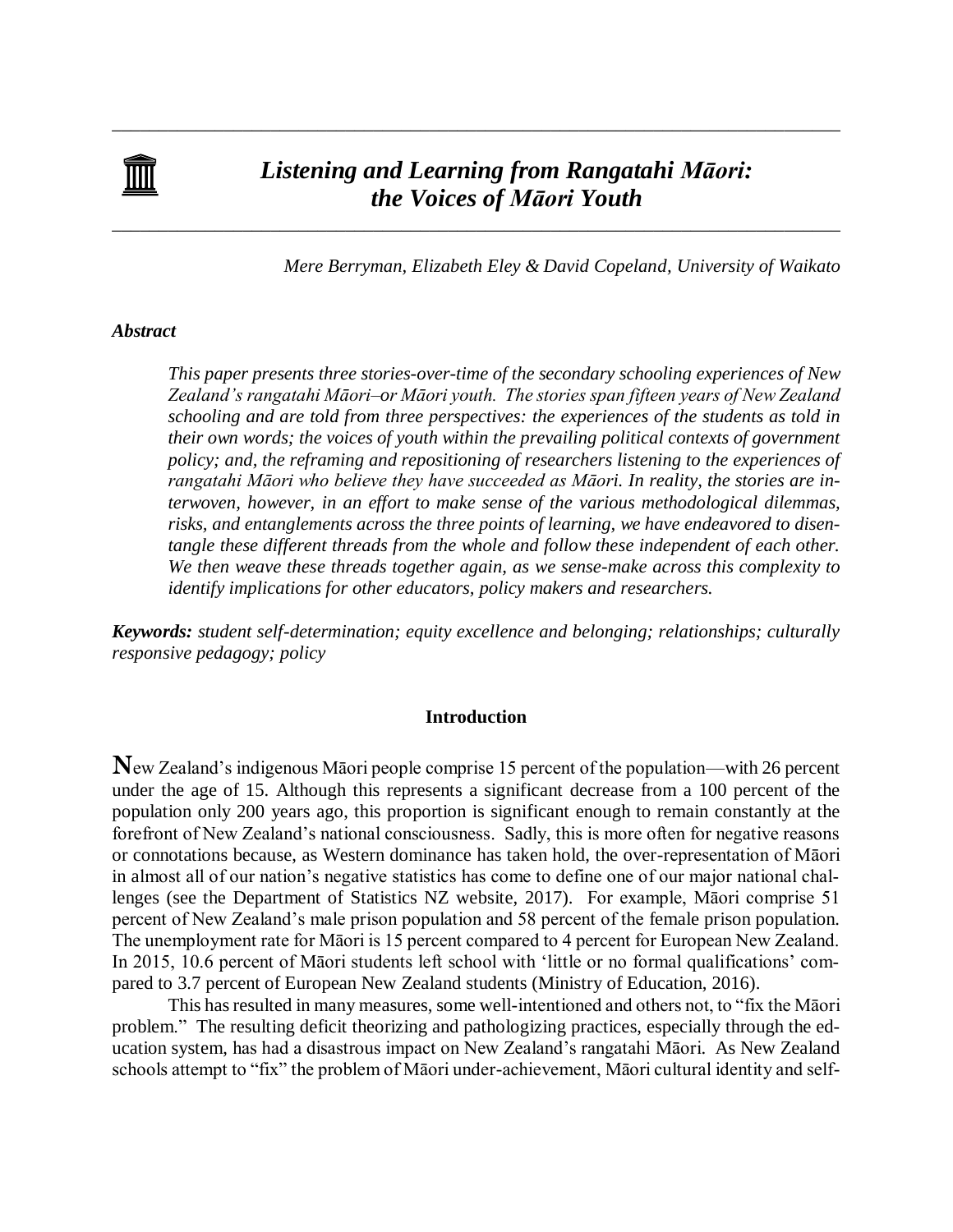# *Listening and Learning from Rangatahi Māori: the Voices of Māori Youth*

*Mere Berryman, Elizabeth Eley & David Copeland, University of Waikato*

***Abstract***

*This paper presents three stories-over-time of the secondary schooling experiences of New Zealand's rangatahi Māori–or Māori youth. The stories span fifteen years of New Zealand schooling and are told from three perspectives: the experiences of the students as told in their own words; the voices of youth within the prevailing political contexts of government policy; and, the reframing and repositioning of researchers listening to the experiences of rangatahi Māori who believe they have succeeded as Māori. In reality, the stories are interwoven, however, in an effort to make sense of the various methodological dilemmas, risks, and entanglements across the three points of learning, we have endeavored to disentangle these different threads from the whole and follow these independent of each other. We then weave these threads together again, as we sense-make across this complexity to identify implications for other educators, policy makers and researchers.*

***Keywords:*** *student self-determination; equity excellence and belonging; relationships; culturally responsive pedagogy; policy*

## Introduction

New Zealand's indigenous Māori people comprise 15 percent of the population—with 26 percent under the age of 15. Although this represents a significant decrease from a 100 percent of the population only 200 years ago, this proportion is significant enough to remain constantly at the forefront of New Zealand's national consciousness. Sadly, this is more often for negative reasons or connotations because, as Western dominance has taken hold, the over-representation of Māori in almost all of our nation's negative statistics has come to define one of our major national challenges (see the Department of Statistics NZ website, 2017). For example, Māori comprise 51 percent of New Zealand's male prison population and 58 percent of the female prison population. The unemployment rate for Māori is 15 percent compared to 4 percent for European New Zealand. In 2015, 10.6 percent of Māori students left school with 'little or no formal qualifications' compared to 3.7 percent of European New Zealand students (Ministry of Education, 2016).

This has resulted in many measures, some well-intentioned and others not, to "fix the Māori problem." The resulting deficit theorizing and pathologizing practices, especially through the education system, has had a disastrous impact on New Zealand's rangatahi Māori. As New Zealand schools attempt to "fix" the problem of Māori under-achievement, Māori cultural identity and self-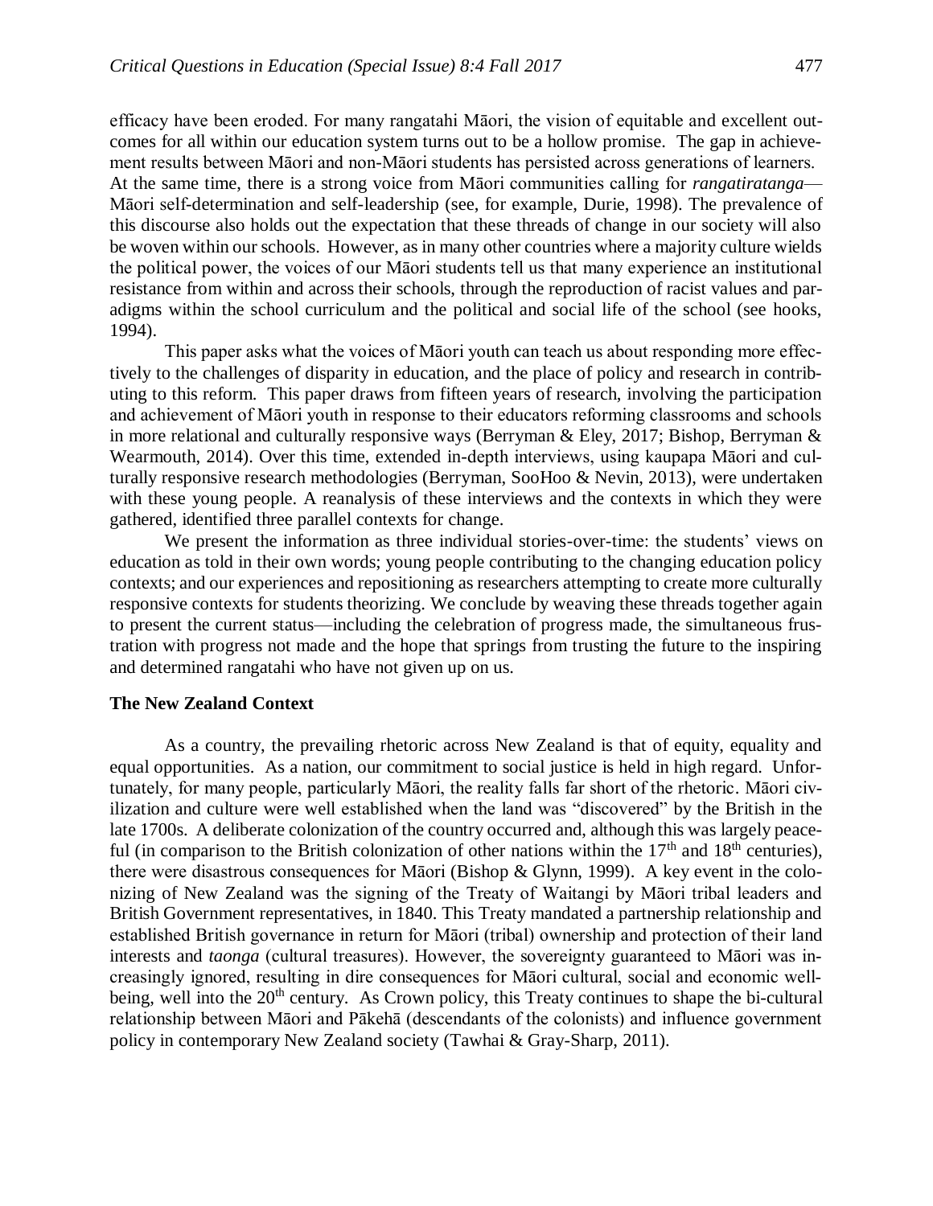efficacy have been eroded. For many rangatahi Māori, the vision of equitable and excellent outcomes for all within our education system turns out to be a hollow promise. The gap in achievement results between Māori and non-Māori students has persisted across generations of learners. At the same time, there is a strong voice from Māori communities calling for *rangatiratanga*—Māori self-determination and self-leadership (see, for example, Durie, 1998). The prevalence of this discourse also holds out the expectation that these threads of change in our society will also be woven within our schools. However, as in many other countries where a majority culture wields the political power, the voices of our Māori students tell us that many experience an institutional resistance from within and across their schools, through the reproduction of racist values and paradigms within the school curriculum and the political and social life of the school (see hooks, 1994).

This paper asks what the voices of Māori youth can teach us about responding more effectively to the challenges of disparity in education, and the place of policy and research in contributing to this reform. This paper draws from fifteen years of research, involving the participation and achievement of Māori youth in response to their educators reforming classrooms and schools in more relational and culturally responsive ways (Berryman & Eley, 2017; Bishop, Berryman & Wearmouth, 2014). Over this time, extended in-depth interviews, using kaupapa Māori and culturally responsive research methodologies (Berryman, SooHoo & Nevin, 2013), were undertaken with these young people. A reanalysis of these interviews and the contexts in which they were gathered, identified three parallel contexts for change.

We present the information as three individual stories-over-time: the students' views on education as told in their own words; young people contributing to the changing education policy contexts; and our experiences and repositioning as researchers attempting to create more culturally responsive contexts for students theorizing. We conclude by weaving these threads together again to present the current status—including the celebration of progress made, the simultaneous frustration with progress not made and the hope that springs from trusting the future to the inspiring and determined rangatahi who have not given up on us.

## The New Zealand Context

As a country, the prevailing rhetoric across New Zealand is that of equity, equality and equal opportunities. As a nation, our commitment to social justice is held in high regard. Unfortunately, for many people, particularly Māori, the reality falls far short of the rhetoric. Māori civilization and culture were well established when the land was "discovered" by the British in the late 1700s. A deliberate colonization of the country occurred and, although this was largely peaceful (in comparison to the British colonization of other nations within the 17th and 18th centuries), there were disastrous consequences for Māori (Bishop & Glynn, 1999). A key event in the colonizing of New Zealand was the signing of the Treaty of Waitangi by Māori tribal leaders and British Government representatives, in 1840. This Treaty mandated a partnership relationship and established British governance in return for Māori (tribal) ownership and protection of their land interests and *taonga* (cultural treasures). However, the sovereignty guaranteed to Māori was increasingly ignored, resulting in dire consequences for Māori cultural, social and economic well-being, well into the 20th century. As Crown policy, this Treaty continues to shape the bi-cultural relationship between Māori and Pākehā (descendants of the colonists) and influence government policy in contemporary New Zealand society (Tawhai & Gray-Sharp, 2011).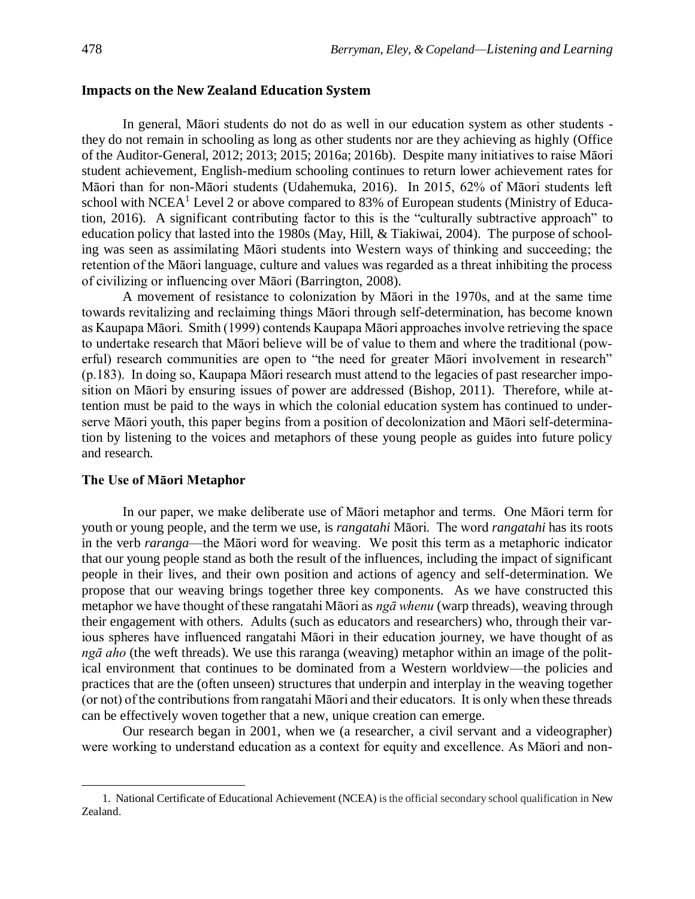## Impacts on the New Zealand Education System

In general, Māori students do not do as well in our education system as other students - they do not remain in schooling as long as other students nor are they achieving as highly (Office of the Auditor-General, 2012; 2013; 2015; 2016a; 2016b). Despite many initiatives to raise Māori student achievement, English-medium schooling continues to return lower achievement rates for Māori than for non-Māori students (Udahemuka, 2016). In 2015, 62% of Māori students left school with NCEA[1] Level 2 or above compared to 83% of European students (Ministry of Education, 2016). A significant contributing factor to this is the "culturally subtractive approach" to education policy that lasted into the 1980s (May, Hill, & Tiakiwai, 2004). The purpose of schooling was seen as assimilating Māori students into Western ways of thinking and succeeding; the retention of the Māori language, culture and values was regarded as a threat inhibiting the process of civilizing or influencing over Māori (Barrington, 2008).

A movement of resistance to colonization by Māori in the 1970s, and at the same time towards revitalizing and reclaiming things Māori through self-determination, has become known as Kaupapa Māori. Smith (1999) contends Kaupapa Māori approaches involve retrieving the space to undertake research that Māori believe will be of value to them and where the traditional (powerful) research communities are open to "the need for greater Māori involvement in research" (p.183). In doing so, Kaupapa Māori research must attend to the legacies of past researcher imposition on Māori by ensuring issues of power are addressed (Bishop, 2011). Therefore, while attention must be paid to the ways in which the colonial education system has continued to underserve Māori youth, this paper begins from a position of decolonization and Māori self-determination by listening to the voices and metaphors of these young people as guides into future policy and research.

## The Use of Māori Metaphor

In our paper, we make deliberate use of Māori metaphor and terms. One Māori term for youth or young people, and the term we use, is *rangatahi* Māori. The word *rangatahi* has its roots in the verb *raranga*—the Māori word for weaving. We posit this term as a metaphoric indicator that our young people stand as both the result of the influences, including the impact of significant people in their lives, and their own position and actions of agency and self-determination. We propose that our weaving brings together three key components. As we have constructed this metaphor we have thought of these rangatahi Māori as *ngā whenu* (warp threads), weaving through their engagement with others. Adults (such as educators and researchers) who, through their various spheres have influenced rangatahi Māori in their education journey, we have thought of as *ngā aho* (the weft threads). We use this raranga (weaving) metaphor within an image of the political environment that continues to be dominated from a Western worldview—the policies and practices that are the (often unseen) structures that underpin and interplay in the weaving together (or not) of the contributions from rangatahi Māori and their educators. It is only when these threads can be effectively woven together that a new, unique creation can emerge.

Our research began in 2001, when we (a researcher, a civil servant and a videographer) were working to understand education as a context for equity and excellence. As Māori and non-

---

1. National Certificate of Educational Achievement (NCEA) is the official secondary school qualification in New Zealand.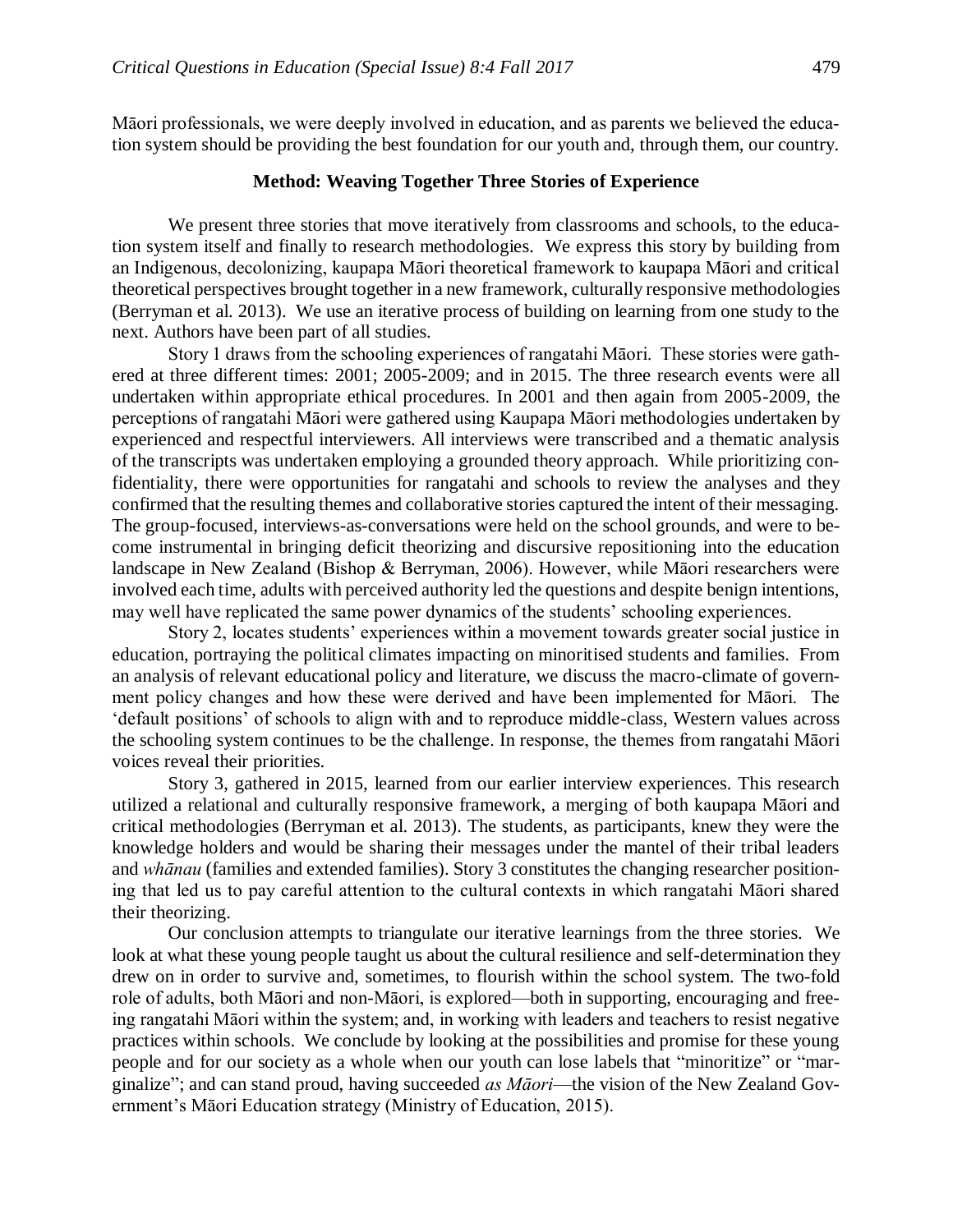Māori professionals, we were deeply involved in education, and as parents we believed the education system should be providing the best foundation for our youth and, through them, our country.

## Method: Weaving Together Three Stories of Experience

We present three stories that move iteratively from classrooms and schools, to the education system itself and finally to research methodologies. We express this story by building from an Indigenous, decolonizing, kaupapa Māori theoretical framework to kaupapa Māori and critical theoretical perspectives brought together in a new framework, culturally responsive methodologies (Berryman et al. 2013). We use an iterative process of building on learning from one study to the next. Authors have been part of all studies.

Story 1 draws from the schooling experiences of rangatahi Māori. These stories were gathered at three different times: 2001; 2005-2009; and in 2015. The three research events were all undertaken within appropriate ethical procedures. In 2001 and then again from 2005-2009, the perceptions of rangatahi Māori were gathered using Kaupapa Māori methodologies undertaken by experienced and respectful interviewers. All interviews were transcribed and a thematic analysis of the transcripts was undertaken employing a grounded theory approach. While prioritizing confidentiality, there were opportunities for rangatahi and schools to review the analyses and they confirmed that the resulting themes and collaborative stories captured the intent of their messaging. The group-focused, interviews-as-conversations were held on the school grounds, and were to become instrumental in bringing deficit theorizing and discursive repositioning into the education landscape in New Zealand (Bishop & Berryman, 2006). However, while Māori researchers were involved each time, adults with perceived authority led the questions and despite benign intentions, may well have replicated the same power dynamics of the students' schooling experiences.

Story 2, locates students' experiences within a movement towards greater social justice in education, portraying the political climates impacting on minoritised students and families. From an analysis of relevant educational policy and literature, we discuss the macro-climate of government policy changes and how these were derived and have been implemented for Māori. The 'default positions' of schools to align with and to reproduce middle-class, Western values across the schooling system continues to be the challenge. In response, the themes from rangatahi Māori voices reveal their priorities.

Story 3, gathered in 2015, learned from our earlier interview experiences. This research utilized a relational and culturally responsive framework, a merging of both kaupapa Māori and critical methodologies (Berryman et al. 2013). The students, as participants, knew they were the knowledge holders and would be sharing their messages under the mantel of their tribal leaders and *whānau* (families and extended families). Story 3 constitutes the changing researcher positioning that led us to pay careful attention to the cultural contexts in which rangatahi Māori shared their theorizing.

Our conclusion attempts to triangulate our iterative learnings from the three stories. We look at what these young people taught us about the cultural resilience and self-determination they drew on in order to survive and, sometimes, to flourish within the school system. The two-fold role of adults, both Māori and non-Māori, is explored—both in supporting, encouraging and freeing rangatahi Māori within the system; and, in working with leaders and teachers to resist negative practices within schools. We conclude by looking at the possibilities and promise for these young people and for our society as a whole when our youth can lose labels that "minoritize" or "marginalize"; and can stand proud, having succeeded *as Māori*—the vision of the New Zealand Government's Māori Education strategy (Ministry of Education, 2015).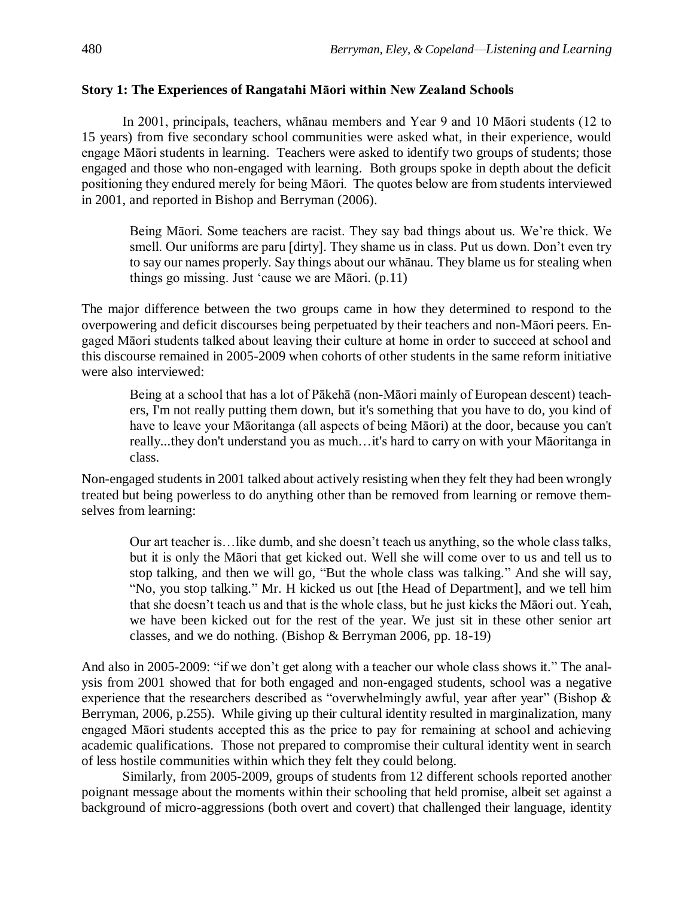### Story 1: The Experiences of Rangatahi Māori within New Zealand Schools

In 2001, principals, teachers, whānau members and Year 9 and 10 Māori students (12 to 15 years) from five secondary school communities were asked what, in their experience, would engage Māori students in learning. Teachers were asked to identify two groups of students; those engaged and those who non-engaged with learning. Both groups spoke in depth about the deficit positioning they endured merely for being Māori. The quotes below are from students interviewed in 2001, and reported in Bishop and Berryman (2006).

> Being Māori. Some teachers are racist. They say bad things about us. We're thick. We smell. Our uniforms are paru [dirty]. They shame us in class. Put us down. Don't even try to say our names properly. Say things about our whānau. They blame us for stealing when things go missing. Just 'cause we are Māori. (p.11)

The major difference between the two groups came in how they determined to respond to the overpowering and deficit discourses being perpetuated by their teachers and non-Māori peers. Engaged Māori students talked about leaving their culture at home in order to succeed at school and this discourse remained in 2005-2009 when cohorts of other students in the same reform initiative were also interviewed:

> Being at a school that has a lot of Pākehā (non-Māori mainly of European descent) teachers, I'm not really putting them down, but it's something that you have to do, you kind of have to leave your Māoritanga (all aspects of being Māori) at the door, because you can't really...they don't understand you as much…it's hard to carry on with your Māoritanga in class.

Non-engaged students in 2001 talked about actively resisting when they felt they had been wrongly treated but being powerless to do anything other than be removed from learning or remove themselves from learning:

> Our art teacher is…like dumb, and she doesn't teach us anything, so the whole class talks, but it is only the Māori that get kicked out. Well she will come over to us and tell us to stop talking, and then we will go, "But the whole class was talking." And she will say, "No, you stop talking." Mr. H kicked us out [the Head of Department], and we tell him that she doesn't teach us and that is the whole class, but he just kicks the Māori out. Yeah, we have been kicked out for the rest of the year. We just sit in these other senior art classes, and we do nothing. (Bishop & Berryman 2006, pp. 18-19)

And also in 2005-2009: "if we don't get along with a teacher our whole class shows it." The analysis from 2001 showed that for both engaged and non-engaged students, school was a negative experience that the researchers described as "overwhelmingly awful, year after year" (Bishop & Berryman, 2006, p.255). While giving up their cultural identity resulted in marginalization, many engaged Māori students accepted this as the price to pay for remaining at school and achieving academic qualifications. Those not prepared to compromise their cultural identity went in search of less hostile communities within which they felt they could belong.

Similarly, from 2005-2009, groups of students from 12 different schools reported another poignant message about the moments within their schooling that held promise, albeit set against a background of micro-aggressions (both overt and covert) that challenged their language, identity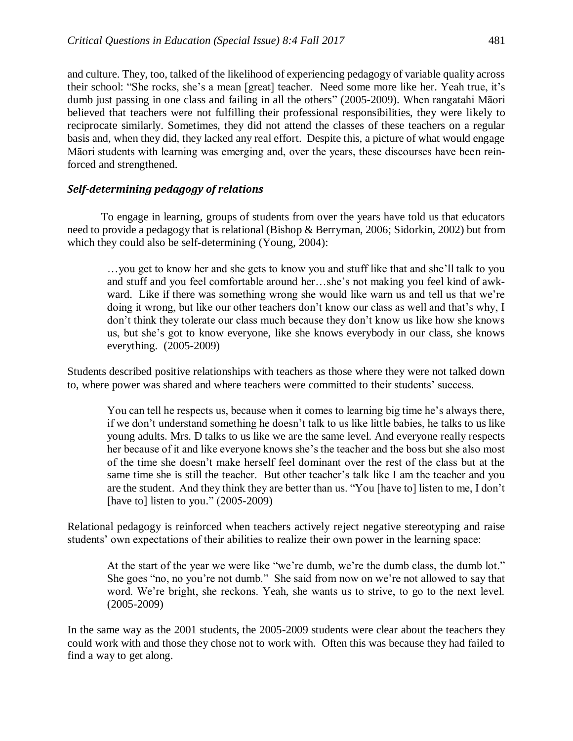and culture. They, too, talked of the likelihood of experiencing pedagogy of variable quality across their school: "She rocks, she's a mean [great] teacher. Need some more like her. Yeah true, it's dumb just passing in one class and failing in all the others" (2005-2009). When rangatahi Māori believed that teachers were not fulfilling their professional responsibilities, they were likely to reciprocate similarly. Sometimes, they did not attend the classes of these teachers on a regular basis and, when they did, they lacked any real effort. Despite this, a picture of what would engage Māori students with learning was emerging and, over the years, these discourses have been reinforced and strengthened.

### *Self-determining pedagogy of relations*

To engage in learning, groups of students from over the years have told us that educators need to provide a pedagogy that is relational (Bishop & Berryman, 2006; Sidorkin, 2002) but from which they could also be self-determining (Young, 2004):

> …you get to know her and she gets to know you and stuff like that and she'll talk to you and stuff and you feel comfortable around her…she's not making you feel kind of awkward. Like if there was something wrong she would like warn us and tell us that we're doing it wrong, but like our other teachers don't know our class as well and that's why, I don't think they tolerate our class much because they don't know us like how she knows us, but she's got to know everyone, like she knows everybody in our class, she knows everything. (2005-2009)

Students described positive relationships with teachers as those where they were not talked down to, where power was shared and where teachers were committed to their students' success.

> You can tell he respects us, because when it comes to learning big time he's always there, if we don't understand something he doesn't talk to us like little babies, he talks to us like young adults. Mrs. D talks to us like we are the same level. And everyone really respects her because of it and like everyone knows she's the teacher and the boss but she also most of the time she doesn't make herself feel dominant over the rest of the class but at the same time she is still the teacher. But other teacher's talk like I am the teacher and you are the student. And they think they are better than us. "You [have to] listen to me, I don't [have to] listen to you." (2005-2009)

Relational pedagogy is reinforced when teachers actively reject negative stereotyping and raise students' own expectations of their abilities to realize their own power in the learning space:

> At the start of the year we were like "we're dumb, we're the dumb class, the dumb lot." She goes "no, no you're not dumb." She said from now on we're not allowed to say that word. We're bright, she reckons. Yeah, she wants us to strive, to go to the next level. (2005-2009)

In the same way as the 2001 students, the 2005-2009 students were clear about the teachers they could work with and those they chose not to work with. Often this was because they had failed to find a way to get along.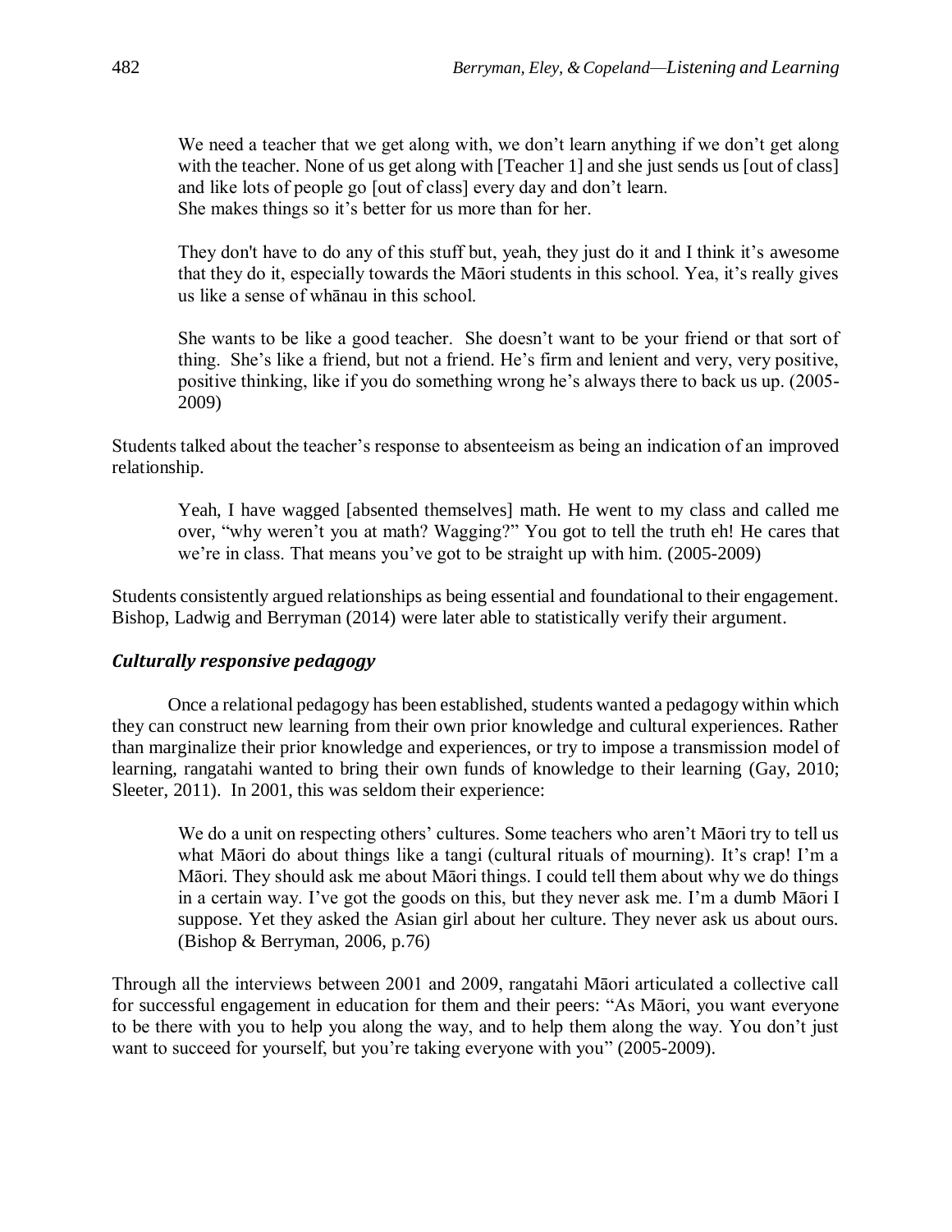> We need a teacher that we get along with, we don't learn anything if we don't get along with the teacher. None of us get along with [Teacher 1] and she just sends us [out of class] and like lots of people go [out of class] every day and don't learn.
> She makes things so it's better for us more than for her.
>
> They don't have to do any of this stuff but, yeah, they just do it and I think it's awesome that they do it, especially towards the Māori students in this school. Yea, it's really gives us like a sense of whānau in this school.
>
> She wants to be like a good teacher. She doesn't want to be your friend or that sort of thing. She's like a friend, but not a friend. He's firm and lenient and very, very positive, positive thinking, like if you do something wrong he's always there to back us up. (2005-2009)

Students talked about the teacher's response to absenteeism as being an indication of an improved relationship.

> Yeah, I have wagged [absented themselves] math. He went to my class and called me over, "why weren't you at math? Wagging?" You got to tell the truth eh! He cares that we're in class. That means you've got to be straight up with him. (2005-2009)

Students consistently argued relationships as being essential and foundational to their engagement. Bishop, Ladwig and Berryman (2014) were later able to statistically verify their argument.

### *Culturally responsive pedagogy*

Once a relational pedagogy has been established, students wanted a pedagogy within which they can construct new learning from their own prior knowledge and cultural experiences. Rather than marginalize their prior knowledge and experiences, or try to impose a transmission model of learning, rangatahi wanted to bring their own funds of knowledge to their learning (Gay, 2010; Sleeter, 2011). In 2001, this was seldom their experience:

> We do a unit on respecting others' cultures. Some teachers who aren't Māori try to tell us what Māori do about things like a tangi (cultural rituals of mourning). It's crap! I'm a Māori. They should ask me about Māori things. I could tell them about why we do things in a certain way. I've got the goods on this, but they never ask me. I'm a dumb Māori I suppose. Yet they asked the Asian girl about her culture. They never ask us about ours. (Bishop & Berryman, 2006, p.76)

Through all the interviews between 2001 and 2009, rangatahi Māori articulated a collective call for successful engagement in education for them and their peers: "As Māori, you want everyone to be there with you to help you along the way, and to help them along the way. You don't just want to succeed for yourself, but you're taking everyone with you" (2005-2009).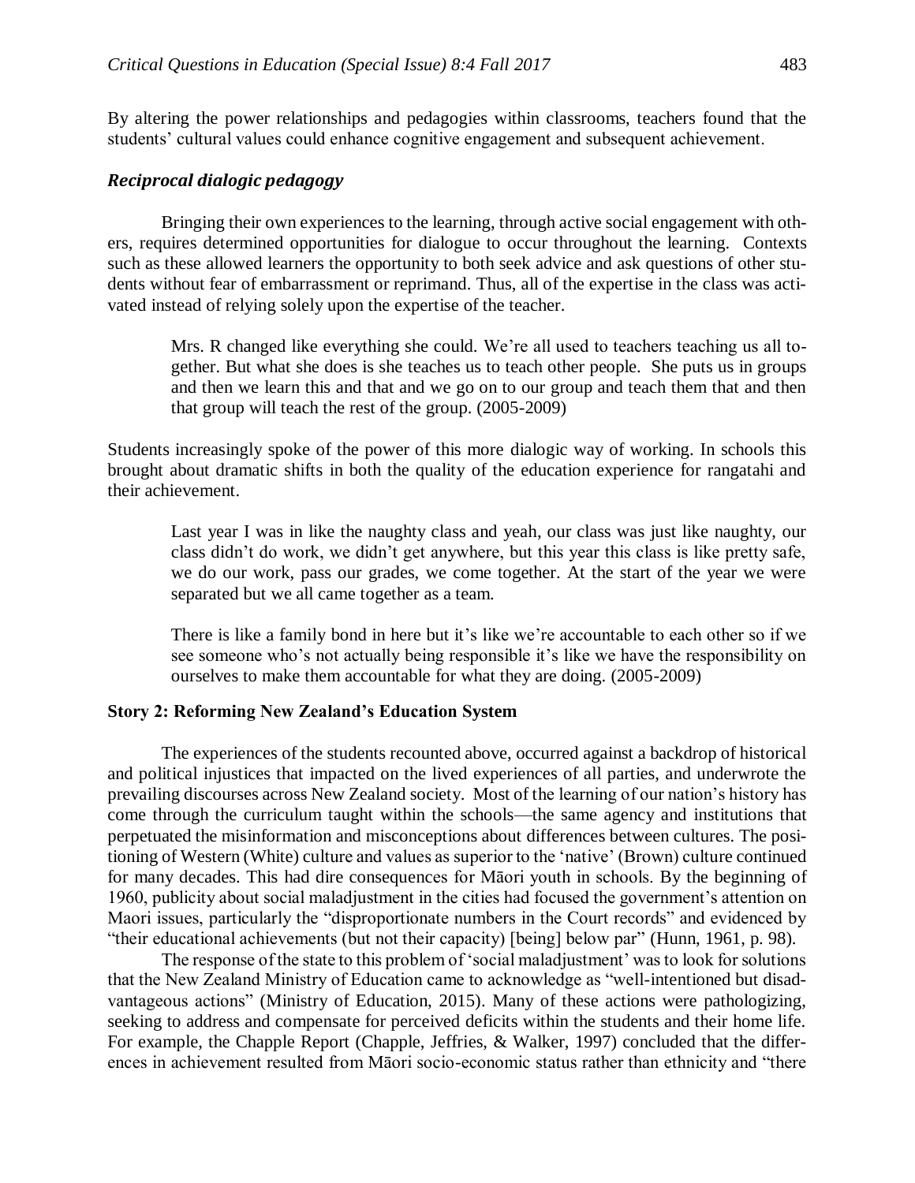By altering the power relationships and pedagogies within classrooms, teachers found that the students' cultural values could enhance cognitive engagement and subsequent achievement.

### *Reciprocal dialogic pedagogy*

Bringing their own experiences to the learning, through active social engagement with others, requires determined opportunities for dialogue to occur throughout the learning. Contexts such as these allowed learners the opportunity to both seek advice and ask questions of other students without fear of embarrassment or reprimand. Thus, all of the expertise in the class was activated instead of relying solely upon the expertise of the teacher.

> Mrs. R changed like everything she could. We're all used to teachers teaching us all together. But what she does is she teaches us to teach other people. She puts us in groups and then we learn this and that and we go on to our group and teach them that and then that group will teach the rest of the group. (2005-2009)

Students increasingly spoke of the power of this more dialogic way of working. In schools this brought about dramatic shifts in both the quality of the education experience for rangatahi and their achievement.

> Last year I was in like the naughty class and yeah, our class was just like naughty, our class didn't do work, we didn't get anywhere, but this year this class is like pretty safe, we do our work, pass our grades, we come together. At the start of the year we were separated but we all came together as a team.
>
> There is like a family bond in here but it's like we're accountable to each other so if we see someone who's not actually being responsible it's like we have the responsibility on ourselves to make them accountable for what they are doing. (2005-2009)

### Story 2: Reforming New Zealand's Education System

The experiences of the students recounted above, occurred against a backdrop of historical and political injustices that impacted on the lived experiences of all parties, and underwrote the prevailing discourses across New Zealand society. Most of the learning of our nation's history has come through the curriculum taught within the schools—the same agency and institutions that perpetuated the misinformation and misconceptions about differences between cultures. The positioning of Western (White) culture and values as superior to the 'native' (Brown) culture continued for many decades. This had dire consequences for Māori youth in schools. By the beginning of 1960, publicity about social maladjustment in the cities had focused the government's attention on Maori issues, particularly the "disproportionate numbers in the Court records" and evidenced by "their educational achievements (but not their capacity) [being] below par" (Hunn, 1961, p. 98).

The response of the state to this problem of 'social maladjustment' was to look for solutions that the New Zealand Ministry of Education came to acknowledge as "well-intentioned but disadvantageous actions" (Ministry of Education, 2015). Many of these actions were pathologizing, seeking to address and compensate for perceived deficits within the students and their home life. For example, the Chapple Report (Chapple, Jeffries, & Walker, 1997) concluded that the differences in achievement resulted from Māori socio-economic status rather than ethnicity and "there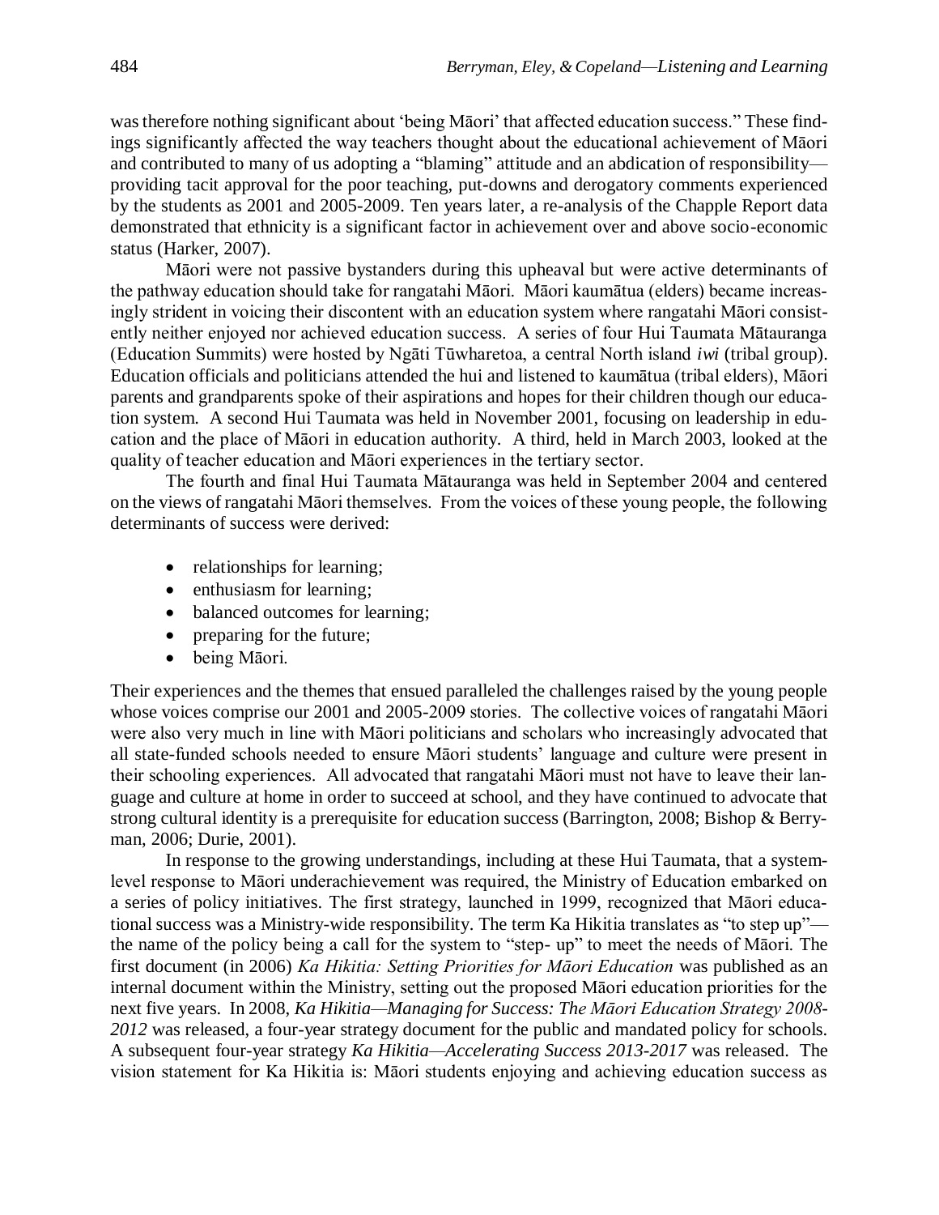was therefore nothing significant about 'being Māori' that affected education success." These findings significantly affected the way teachers thought about the educational achievement of Māori and contributed to many of us adopting a "blaming" attitude and an abdication of responsibility—providing tacit approval for the poor teaching, put-downs and derogatory comments experienced by the students as 2001 and 2005-2009. Ten years later, a re-analysis of the Chapple Report data demonstrated that ethnicity is a significant factor in achievement over and above socio-economic status (Harker, 2007).

Māori were not passive bystanders during this upheaval but were active determinants of the pathway education should take for rangatahi Māori. Māori kaumātua (elders) became increasingly strident in voicing their discontent with an education system where rangatahi Māori consistently neither enjoyed nor achieved education success. A series of four Hui Taumata Mātauranga (Education Summits) were hosted by Ngāti Tūwharetoa, a central North island *iwi* (tribal group). Education officials and politicians attended the hui and listened to kaumātua (tribal elders), Māori parents and grandparents spoke of their aspirations and hopes for their children though our education system. A second Hui Taumata was held in November 2001, focusing on leadership in education and the place of Māori in education authority. A third, held in March 2003, looked at the quality of teacher education and Māori experiences in the tertiary sector.

The fourth and final Hui Taumata Mātauranga was held in September 2004 and centered on the views of rangatahi Māori themselves. From the voices of these young people, the following determinants of success were derived:

- relationships for learning;
- enthusiasm for learning;
- balanced outcomes for learning;
- preparing for the future;
- being Māori.

Their experiences and the themes that ensued paralleled the challenges raised by the young people whose voices comprise our 2001 and 2005-2009 stories. The collective voices of rangatahi Māori were also very much in line with Māori politicians and scholars who increasingly advocated that all state-funded schools needed to ensure Māori students' language and culture were present in their schooling experiences. All advocated that rangatahi Māori must not have to leave their language and culture at home in order to succeed at school, and they have continued to advocate that strong cultural identity is a prerequisite for education success (Barrington, 2008; Bishop & Berryman, 2006; Durie, 2001).

In response to the growing understandings, including at these Hui Taumata, that a system-level response to Māori underachievement was required, the Ministry of Education embarked on a series of policy initiatives. The first strategy, launched in 1999, recognized that Māori educational success was a Ministry-wide responsibility. The term Ka Hikitia translates as "to step up"—the name of the policy being a call for the system to "step- up" to meet the needs of Māori. The first document (in 2006) *Ka Hikitia: Setting Priorities for Māori Education* was published as an internal document within the Ministry, setting out the proposed Māori education priorities for the next five years. In 2008, *Ka Hikitia—Managing for Success: The Māori Education Strategy 2008-2012* was released, a four-year strategy document for the public and mandated policy for schools. A subsequent four-year strategy *Ka Hikitia—Accelerating Success 2013-2017* was released. The vision statement for Ka Hikitia is: Māori students enjoying and achieving education success as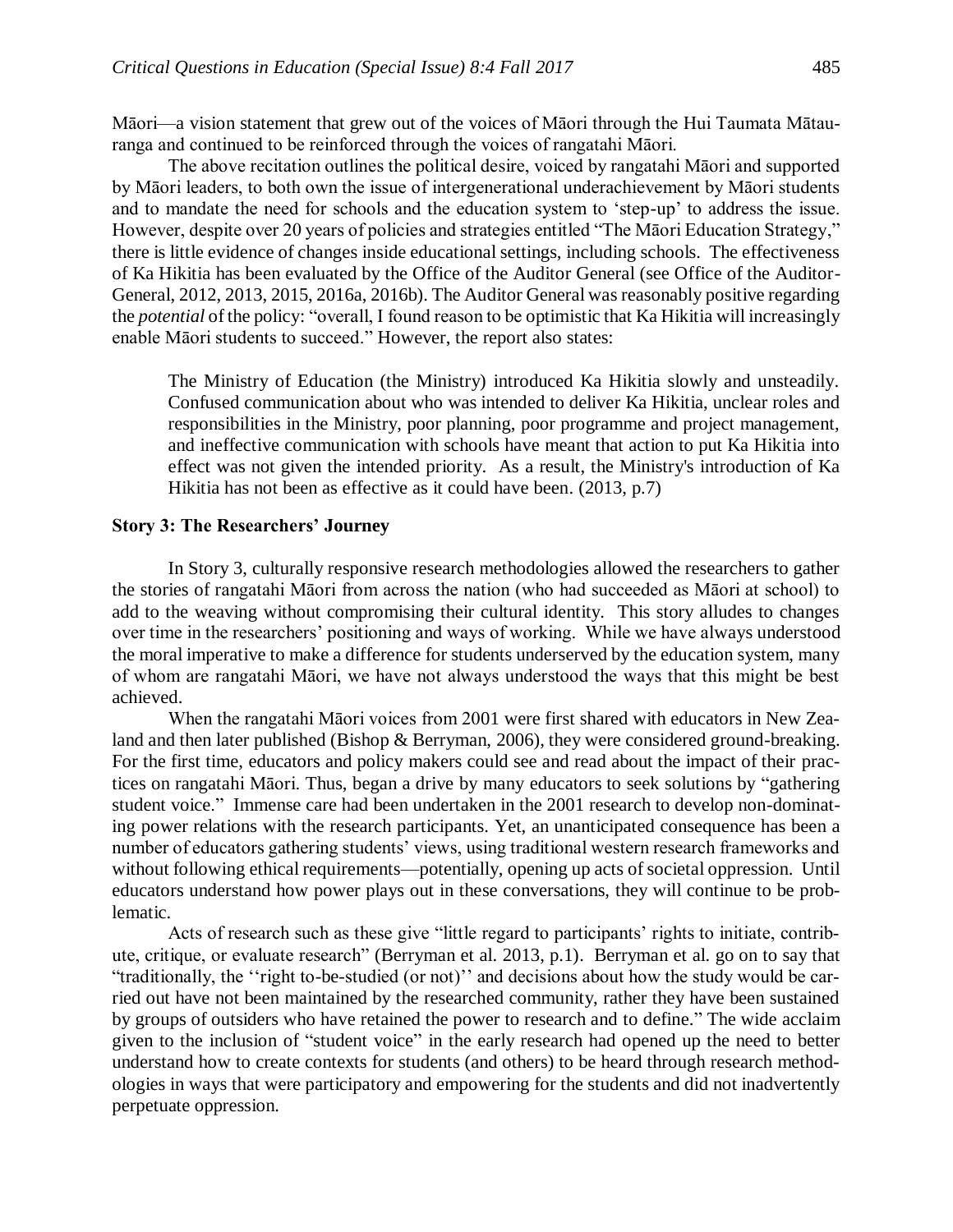Māori—a vision statement that grew out of the voices of Māori through the Hui Taumata Mātauranga and continued to be reinforced through the voices of rangatahi Māori.

The above recitation outlines the political desire, voiced by rangatahi Māori and supported by Māori leaders, to both own the issue of intergenerational underachievement by Māori students and to mandate the need for schools and the education system to 'step-up' to address the issue. However, despite over 20 years of policies and strategies entitled "The Māori Education Strategy," there is little evidence of changes inside educational settings, including schools. The effectiveness of Ka Hikitia has been evaluated by the Office of the Auditor General (see Office of the Auditor-General, 2012, 2013, 2015, 2016a, 2016b). The Auditor General was reasonably positive regarding the *potential* of the policy: "overall, I found reason to be optimistic that Ka Hikitia will increasingly enable Māori students to succeed." However, the report also states:

> The Ministry of Education (the Ministry) introduced Ka Hikitia slowly and unsteadily. Confused communication about who was intended to deliver Ka Hikitia, unclear roles and responsibilities in the Ministry, poor planning, poor programme and project management, and ineffective communication with schools have meant that action to put Ka Hikitia into effect was not given the intended priority. As a result, the Ministry's introduction of Ka Hikitia has not been as effective as it could have been. (2013, p.7)

### Story 3: The Researchers' Journey

In Story 3, culturally responsive research methodologies allowed the researchers to gather the stories of rangatahi Māori from across the nation (who had succeeded as Māori at school) to add to the weaving without compromising their cultural identity. This story alludes to changes over time in the researchers' positioning and ways of working. While we have always understood the moral imperative to make a difference for students underserved by the education system, many of whom are rangatahi Māori, we have not always understood the ways that this might be best achieved.

When the rangatahi Māori voices from 2001 were first shared with educators in New Zealand and then later published (Bishop & Berryman, 2006), they were considered ground-breaking. For the first time, educators and policy makers could see and read about the impact of their practices on rangatahi Māori. Thus, began a drive by many educators to seek solutions by "gathering student voice." Immense care had been undertaken in the 2001 research to develop non-dominating power relations with the research participants. Yet, an unanticipated consequence has been a number of educators gathering students' views, using traditional western research frameworks and without following ethical requirements—potentially, opening up acts of societal oppression. Until educators understand how power plays out in these conversations, they will continue to be problematic.

Acts of research such as these give "little regard to participants' rights to initiate, contribute, critique, or evaluate research" (Berryman et al. 2013, p.1). Berryman et al. go on to say that "traditionally, the ''right to-be-studied (or not)'' and decisions about how the study would be carried out have not been maintained by the researched community, rather they have been sustained by groups of outsiders who have retained the power to research and to define." The wide acclaim given to the inclusion of "student voice" in the early research had opened up the need to better understand how to create contexts for students (and others) to be heard through research methodologies in ways that were participatory and empowering for the students and did not inadvertently perpetuate oppression.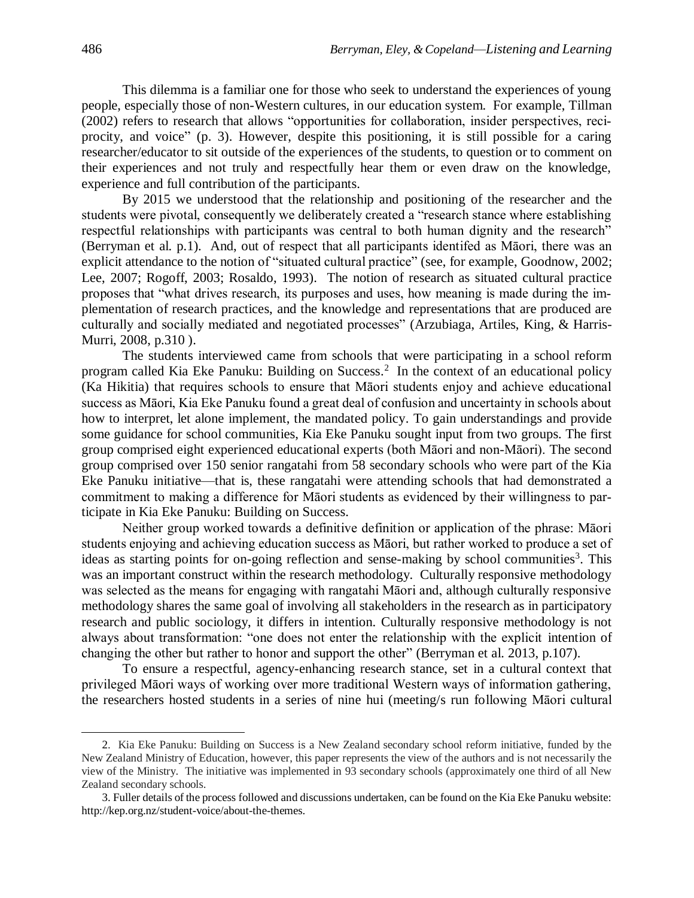This dilemma is a familiar one for those who seek to understand the experiences of young people, especially those of non-Western cultures, in our education system. For example, Tillman (2002) refers to research that allows "opportunities for collaboration, insider perspectives, reciprocity, and voice" (p. 3). However, despite this positioning, it is still possible for a caring researcher/educator to sit outside of the experiences of the students, to question or to comment on their experiences and not truly and respectfully hear them or even draw on the knowledge, experience and full contribution of the participants.

By 2015 we understood that the relationship and positioning of the researcher and the students were pivotal, consequently we deliberately created a "research stance where establishing respectful relationships with participants was central to both human dignity and the research" (Berryman et al. p.1). And, out of respect that all participants identifed as Māori, there was an explicit attendance to the notion of "situated cultural practice" (see, for example, Goodnow, 2002; Lee, 2007; Rogoff, 2003; Rosaldo, 1993). The notion of research as situated cultural practice proposes that "what drives research, its purposes and uses, how meaning is made during the implementation of research practices, and the knowledge and representations that are produced are culturally and socially mediated and negotiated processes" (Arzubiaga, Artiles, King, & Harris-Murri, 2008, p.310 ).

The students interviewed came from schools that were participating in a school reform program called Kia Eke Panuku: Building on Success.[2] In the context of an educational policy (Ka Hikitia) that requires schools to ensure that Māori students enjoy and achieve educational success as Māori, Kia Eke Panuku found a great deal of confusion and uncertainty in schools about how to interpret, let alone implement, the mandated policy. To gain understandings and provide some guidance for school communities, Kia Eke Panuku sought input from two groups. The first group comprised eight experienced educational experts (both Māori and non-Māori). The second group comprised over 150 senior rangatahi from 58 secondary schools who were part of the Kia Eke Panuku initiative—that is, these rangatahi were attending schools that had demonstrated a commitment to making a difference for Māori students as evidenced by their willingness to participate in Kia Eke Panuku: Building on Success.

Neither group worked towards a definitive definition or application of the phrase: Māori students enjoying and achieving education success as Māori, but rather worked to produce a set of ideas as starting points for on-going reflection and sense-making by school communities[3]. This was an important construct within the research methodology. Culturally responsive methodology was selected as the means for engaging with rangatahi Māori and, although culturally responsive methodology shares the same goal of involving all stakeholders in the research as in participatory research and public sociology, it differs in intention. Culturally responsive methodology is not always about transformation: "one does not enter the relationship with the explicit intention of changing the other but rather to honor and support the other" (Berryman et al. 2013, p.107).

To ensure a respectful, agency-enhancing research stance, set in a cultural context that privileged Māori ways of working over more traditional Western ways of information gathering, the researchers hosted students in a series of nine hui (meeting/s run following Māori cultural

---

2. Kia Eke Panuku: Building on Success is a New Zealand secondary school reform initiative, funded by the New Zealand Ministry of Education, however, this paper represents the view of the authors and is not necessarily the view of the Ministry. The initiative was implemented in 93 secondary schools (approximately one third of all New Zealand secondary schools.

3. Fuller details of the process followed and discussions undertaken, can be found on the Kia Eke Panuku website: http://kep.org.nz/student-voice/about-the-themes.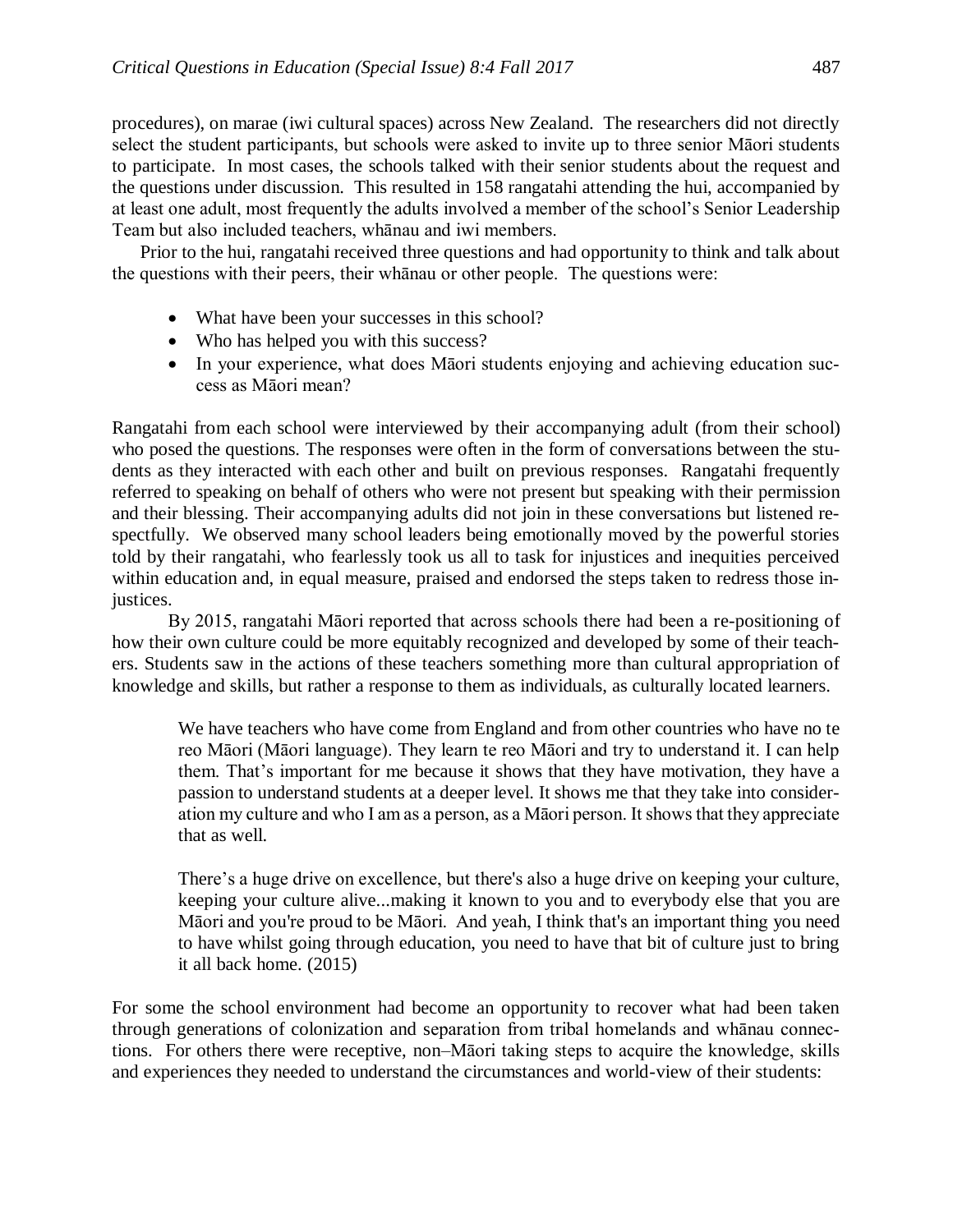procedures), on marae (iwi cultural spaces) across New Zealand. The researchers did not directly select the student participants, but schools were asked to invite up to three senior Māori students to participate. In most cases, the schools talked with their senior students about the request and the questions under discussion. This resulted in 158 rangatahi attending the hui, accompanied by at least one adult, most frequently the adults involved a member of the school's Senior Leadership Team but also included teachers, whānau and iwi members.

Prior to the hui, rangatahi received three questions and had opportunity to think and talk about the questions with their peers, their whānau or other people. The questions were:

- What have been your successes in this school?
- Who has helped you with this success?
- In your experience, what does Māori students enjoying and achieving education success as Māori mean?

Rangatahi from each school were interviewed by their accompanying adult (from their school) who posed the questions. The responses were often in the form of conversations between the students as they interacted with each other and built on previous responses. Rangatahi frequently referred to speaking on behalf of others who were not present but speaking with their permission and their blessing. Their accompanying adults did not join in these conversations but listened respectfully. We observed many school leaders being emotionally moved by the powerful stories told by their rangatahi, who fearlessly took us all to task for injustices and inequities perceived within education and, in equal measure, praised and endorsed the steps taken to redress those injustices.

By 2015, rangatahi Māori reported that across schools there had been a re-positioning of how their own culture could be more equitably recognized and developed by some of their teachers. Students saw in the actions of these teachers something more than cultural appropriation of knowledge and skills, but rather a response to them as individuals, as culturally located learners.

> We have teachers who have come from England and from other countries who have no te reo Māori (Māori language). They learn te reo Māori and try to understand it. I can help them. That's important for me because it shows that they have motivation, they have a passion to understand students at a deeper level. It shows me that they take into consideration my culture and who I am as a person, as a Māori person. It shows that they appreciate that as well.
>
> There's a huge drive on excellence, but there's also a huge drive on keeping your culture, keeping your culture alive...making it known to you and to everybody else that you are Māori and you're proud to be Māori. And yeah, I think that's an important thing you need to have whilst going through education, you need to have that bit of culture just to bring it all back home. (2015)

For some the school environment had become an opportunity to recover what had been taken through generations of colonization and separation from tribal homelands and whānau connections. For others there were receptive, non–Māori taking steps to acquire the knowledge, skills and experiences they needed to understand the circumstances and world-view of their students: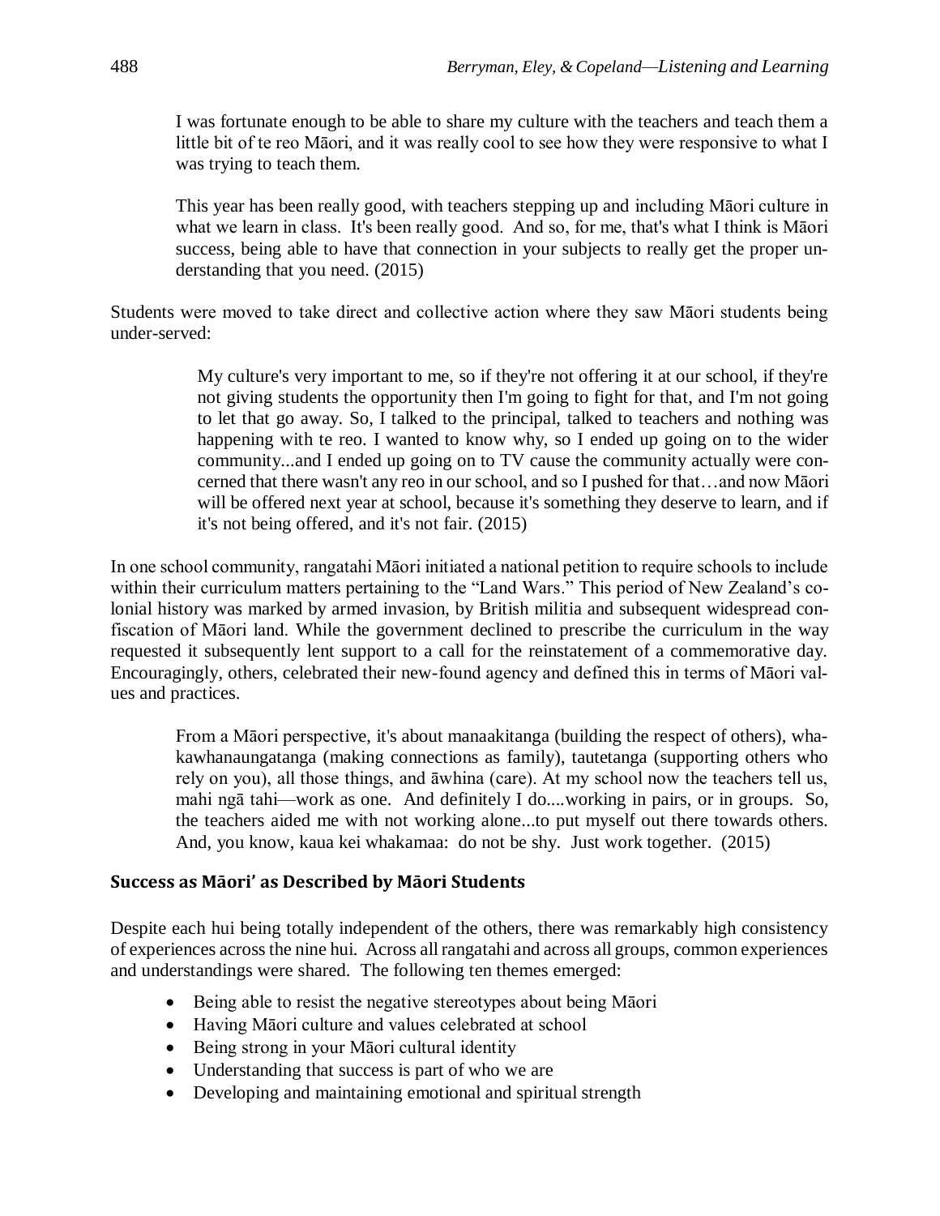> I was fortunate enough to be able to share my culture with the teachers and teach them a little bit of te reo Māori, and it was really cool to see how they were responsive to what I was trying to teach them.
>
> This year has been really good, with teachers stepping up and including Māori culture in what we learn in class. It's been really good. And so, for me, that's what I think is Māori success, being able to have that connection in your subjects to really get the proper understanding that you need. (2015)

Students were moved to take direct and collective action where they saw Māori students being under-served:

> My culture's very important to me, so if they're not offering it at our school, if they're not giving students the opportunity then I'm going to fight for that, and I'm not going to let that go away. So, I talked to the principal, talked to teachers and nothing was happening with te reo. I wanted to know why, so I ended up going on to the wider community...and I ended up going on to TV cause the community actually were concerned that there wasn't any reo in our school, and so I pushed for that…and now Māori will be offered next year at school, because it's something they deserve to learn, and if it's not being offered, and it's not fair. (2015)

In one school community, rangatahi Māori initiated a national petition to require schools to include within their curriculum matters pertaining to the "Land Wars." This period of New Zealand's colonial history was marked by armed invasion, by British militia and subsequent widespread confiscation of Māori land. While the government declined to prescribe the curriculum in the way requested it subsequently lent support to a call for the reinstatement of a commemorative day. Encouragingly, others, celebrated their new-found agency and defined this in terms of Māori values and practices.

> From a Māori perspective, it's about manaakitanga (building the respect of others), whakawhanaungatanga (making connections as family), tautetanga (supporting others who rely on you), all those things, and āwhina (care). At my school now the teachers tell us, mahi ngā tahi—work as one. And definitely I do....working in pairs, or in groups. So, the teachers aided me with not working alone...to put myself out there towards others. And, you know, kaua kei whakamaa: do not be shy. Just work together. (2015)

## Success as Māori' as Described by Māori Students

Despite each hui being totally independent of the others, there was remarkably high consistency of experiences across the nine hui. Across all rangatahi and across all groups, common experiences and understandings were shared. The following ten themes emerged:

- Being able to resist the negative stereotypes about being Māori
- Having Māori culture and values celebrated at school
- Being strong in your Māori cultural identity
- Understanding that success is part of who we are
- Developing and maintaining emotional and spiritual strength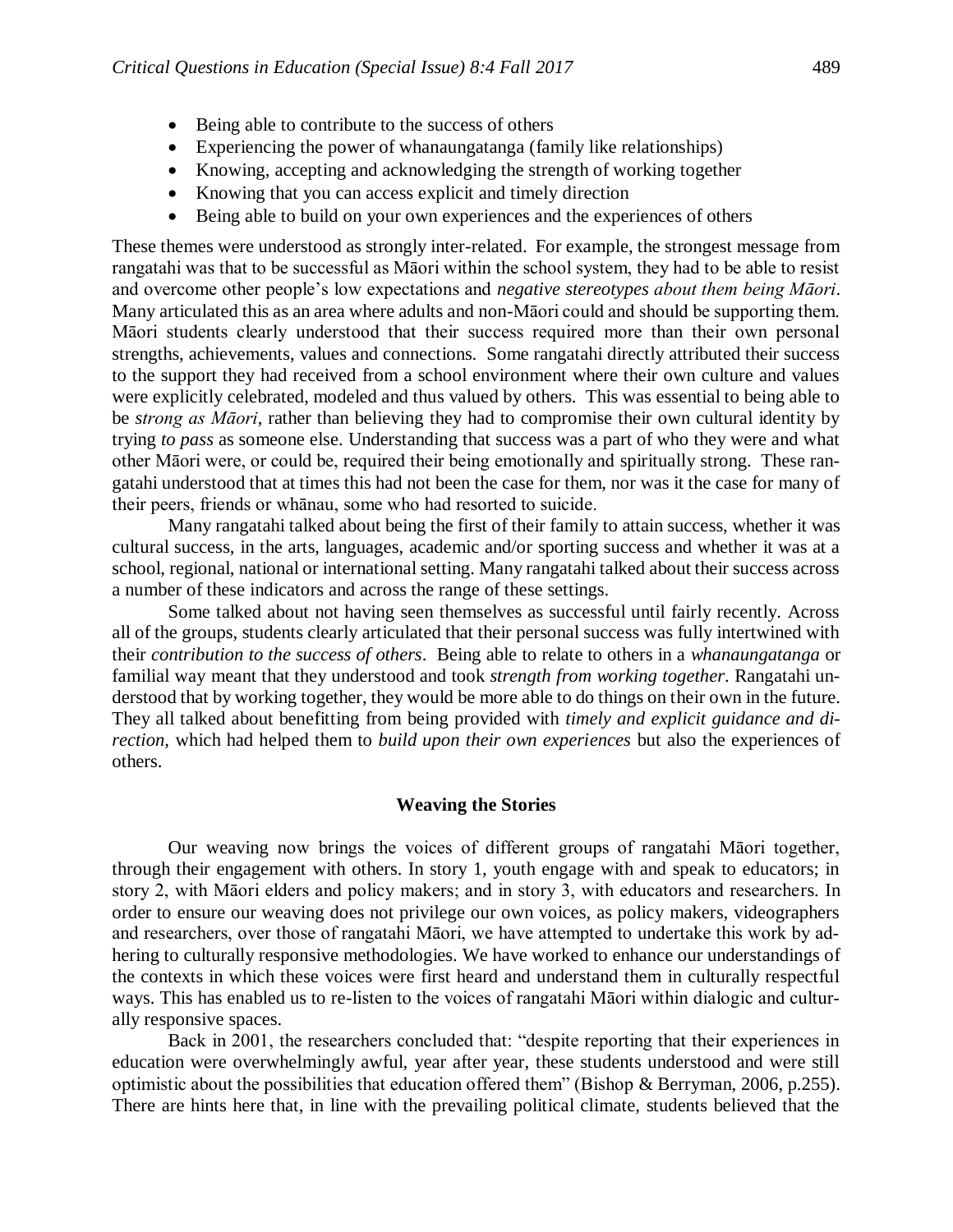- Being able to contribute to the success of others
- Experiencing the power of whanaungatanga (family like relationships)
- Knowing, accepting and acknowledging the strength of working together
- Knowing that you can access explicit and timely direction
- Being able to build on your own experiences and the experiences of others

These themes were understood as strongly inter-related. For example, the strongest message from rangatahi was that to be successful as Māori within the school system, they had to be able to resist and overcome other people's low expectations and *negative stereotypes about them being Māori*. Many articulated this as an area where adults and non-Māori could and should be supporting them. Māori students clearly understood that their success required more than their own personal strengths, achievements, values and connections. Some rangatahi directly attributed their success to the support they had received from a school environment where their own culture and values were explicitly celebrated, modeled and thus valued by others. This was essential to being able to be *strong as Māori*, rather than believing they had to compromise their own cultural identity by trying *to pass* as someone else. Understanding that success was a part of who they were and what other Māori were, or could be, required their being emotionally and spiritually strong. These rangatahi understood that at times this had not been the case for them, nor was it the case for many of their peers, friends or whānau, some who had resorted to suicide.

Many rangatahi talked about being the first of their family to attain success, whether it was cultural success, in the arts, languages, academic and/or sporting success and whether it was at a school, regional, national or international setting. Many rangatahi talked about their success across a number of these indicators and across the range of these settings.

Some talked about not having seen themselves as successful until fairly recently. Across all of the groups, students clearly articulated that their personal success was fully intertwined with their *contribution to the success of others*. Being able to relate to others in a *whanaungatanga* or familial way meant that they understood and took *strength from working together*. Rangatahi understood that by working together, they would be more able to do things on their own in the future. They all talked about benefitting from being provided with *timely and explicit guidance and direction*, which had helped them to *build upon their own experiences* but also the experiences of others.

## Weaving the Stories

Our weaving now brings the voices of different groups of rangatahi Māori together, through their engagement with others. In story 1, youth engage with and speak to educators; in story 2, with Māori elders and policy makers; and in story 3, with educators and researchers. In order to ensure our weaving does not privilege our own voices, as policy makers, videographers and researchers, over those of rangatahi Māori, we have attempted to undertake this work by adhering to culturally responsive methodologies. We have worked to enhance our understandings of the contexts in which these voices were first heard and understand them in culturally respectful ways. This has enabled us to re-listen to the voices of rangatahi Māori within dialogic and culturally responsive spaces.

Back in 2001, the researchers concluded that: "despite reporting that their experiences in education were overwhelmingly awful, year after year, these students understood and were still optimistic about the possibilities that education offered them" (Bishop & Berryman, 2006, p.255). There are hints here that, in line with the prevailing political climate, students believed that the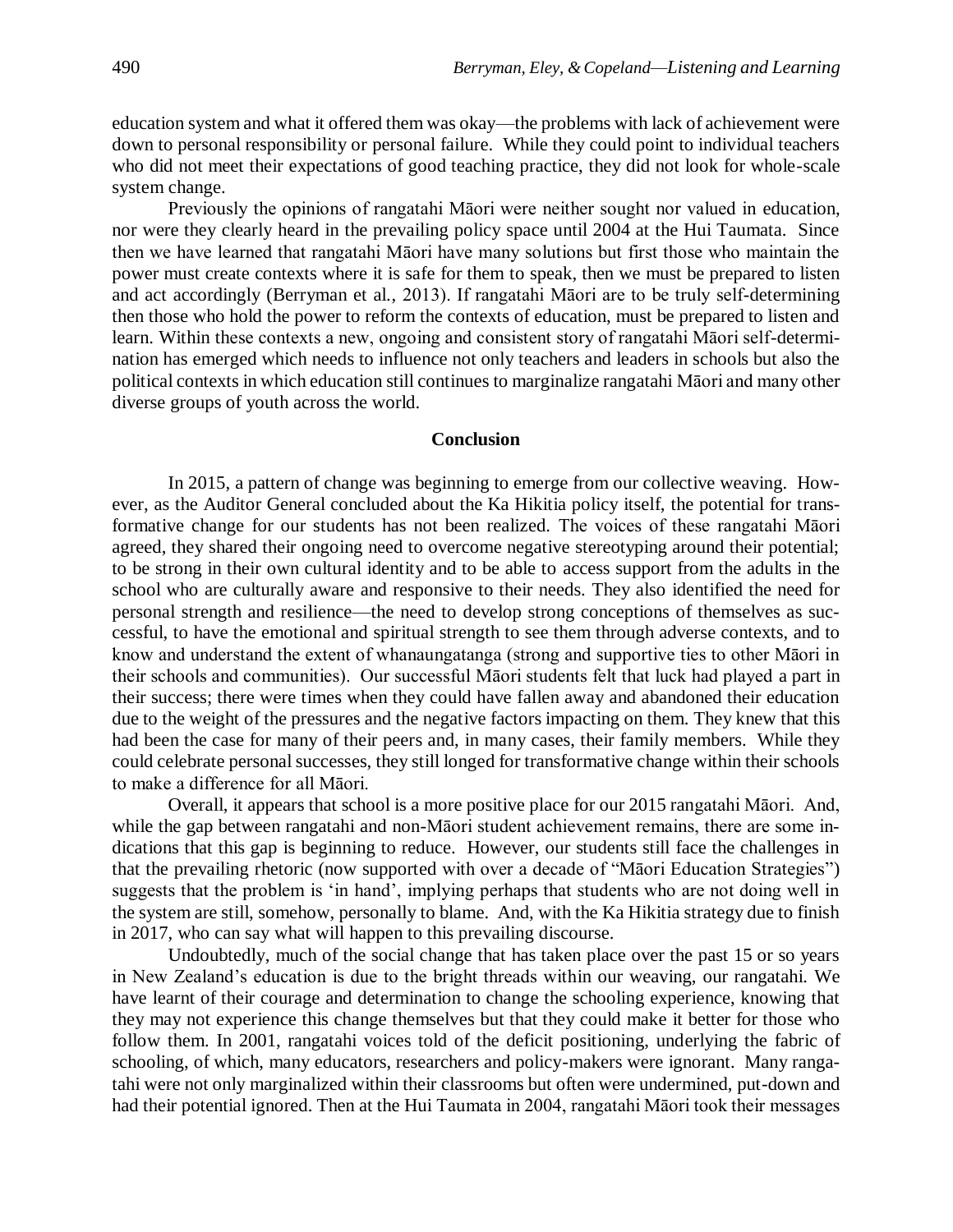education system and what it offered them was okay—the problems with lack of achievement were down to personal responsibility or personal failure. While they could point to individual teachers who did not meet their expectations of good teaching practice, they did not look for whole-scale system change.

Previously the opinions of rangatahi Māori were neither sought nor valued in education, nor were they clearly heard in the prevailing policy space until 2004 at the Hui Taumata. Since then we have learned that rangatahi Māori have many solutions but first those who maintain the power must create contexts where it is safe for them to speak, then we must be prepared to listen and act accordingly (Berryman et al., 2013). If rangatahi Māori are to be truly self-determining then those who hold the power to reform the contexts of education, must be prepared to listen and learn. Within these contexts a new, ongoing and consistent story of rangatahi Māori self-determination has emerged which needs to influence not only teachers and leaders in schools but also the political contexts in which education still continues to marginalize rangatahi Māori and many other diverse groups of youth across the world.

## Conclusion

In 2015, a pattern of change was beginning to emerge from our collective weaving. However, as the Auditor General concluded about the Ka Hikitia policy itself, the potential for transformative change for our students has not been realized. The voices of these rangatahi Māori agreed, they shared their ongoing need to overcome negative stereotyping around their potential; to be strong in their own cultural identity and to be able to access support from the adults in the school who are culturally aware and responsive to their needs. They also identified the need for personal strength and resilience—the need to develop strong conceptions of themselves as successful, to have the emotional and spiritual strength to see them through adverse contexts, and to know and understand the extent of whanaungatanga (strong and supportive ties to other Māori in their schools and communities). Our successful Māori students felt that luck had played a part in their success; there were times when they could have fallen away and abandoned their education due to the weight of the pressures and the negative factors impacting on them. They knew that this had been the case for many of their peers and, in many cases, their family members. While they could celebrate personal successes, they still longed for transformative change within their schools to make a difference for all Māori.

Overall, it appears that school is a more positive place for our 2015 rangatahi Māori. And, while the gap between rangatahi and non-Māori student achievement remains, there are some indications that this gap is beginning to reduce. However, our students still face the challenges in that the prevailing rhetoric (now supported with over a decade of "Māori Education Strategies") suggests that the problem is 'in hand', implying perhaps that students who are not doing well in the system are still, somehow, personally to blame. And, with the Ka Hikitia strategy due to finish in 2017, who can say what will happen to this prevailing discourse.

Undoubtedly, much of the social change that has taken place over the past 15 or so years in New Zealand's education is due to the bright threads within our weaving, our rangatahi. We have learnt of their courage and determination to change the schooling experience, knowing that they may not experience this change themselves but that they could make it better for those who follow them. In 2001, rangatahi voices told of the deficit positioning, underlying the fabric of schooling, of which, many educators, researchers and policy-makers were ignorant. Many rangatahi were not only marginalized within their classrooms but often were undermined, put-down and had their potential ignored. Then at the Hui Taumata in 2004, rangatahi Māori took their messages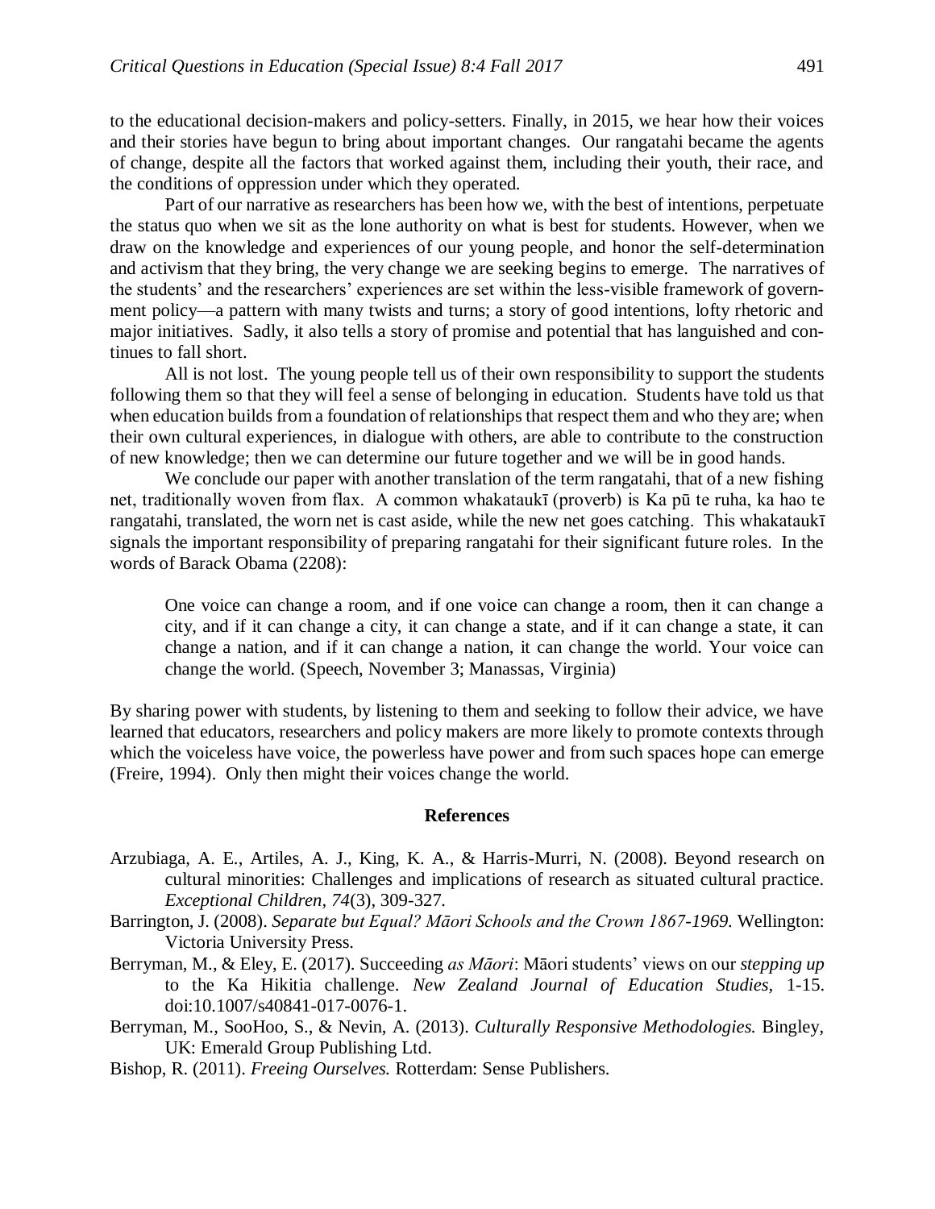to the educational decision-makers and policy-setters. Finally, in 2015, we hear how their voices and their stories have begun to bring about important changes. Our rangatahi became the agents of change, despite all the factors that worked against them, including their youth, their race, and the conditions of oppression under which they operated.

Part of our narrative as researchers has been how we, with the best of intentions, perpetuate the status quo when we sit as the lone authority on what is best for students. However, when we draw on the knowledge and experiences of our young people, and honor the self-determination and activism that they bring, the very change we are seeking begins to emerge. The narratives of the students' and the researchers' experiences are set within the less-visible framework of government policy—a pattern with many twists and turns; a story of good intentions, lofty rhetoric and major initiatives. Sadly, it also tells a story of promise and potential that has languished and continues to fall short.

All is not lost. The young people tell us of their own responsibility to support the students following them so that they will feel a sense of belonging in education. Students have told us that when education builds from a foundation of relationships that respect them and who they are; when their own cultural experiences, in dialogue with others, are able to contribute to the construction of new knowledge; then we can determine our future together and we will be in good hands.

We conclude our paper with another translation of the term rangatahi, that of a new fishing net, traditionally woven from flax. A common whakataukī (proverb) is Ka pū te ruha, ka hao te rangatahi, translated, the worn net is cast aside, while the new net goes catching. This whakataukī signals the important responsibility of preparing rangatahi for their significant future roles. In the words of Barack Obama (2208):

> One voice can change a room, and if one voice can change a room, then it can change a city, and if it can change a city, it can change a state, and if it can change a state, it can change a nation, and if it can change a nation, it can change the world. Your voice can change the world. (Speech, November 3; Manassas, Virginia)

By sharing power with students, by listening to them and seeking to follow their advice, we have learned that educators, researchers and policy makers are more likely to promote contexts through which the voiceless have voice, the powerless have power and from such spaces hope can emerge (Freire, 1994). Only then might their voices change the world.

## References

Arzubiaga, A. E., Artiles, A. J., King, K. A., & Harris-Murri, N. (2008). Beyond research on cultural minorities: Challenges and implications of research as situated cultural practice. *Exceptional Children, 74*(3), 309-327.

Barrington, J. (2008). *Separate but Equal? Māori Schools and the Crown 1867-1969*. Wellington: Victoria University Press.

Berryman, M., & Eley, E. (2017). Succeeding *as Māori*: Māori students' views on our *stepping up* to the Ka Hikitia challenge. *New Zealand Journal of Education Studies*, 1-15. doi:10.1007/s40841-017-0076-1.

Berryman, M., SooHoo, S., & Nevin, A. (2013). *Culturally Responsive Methodologies.* Bingley, UK: Emerald Group Publishing Ltd.

Bishop, R. (2011). *Freeing Ourselves.* Rotterdam: Sense Publishers.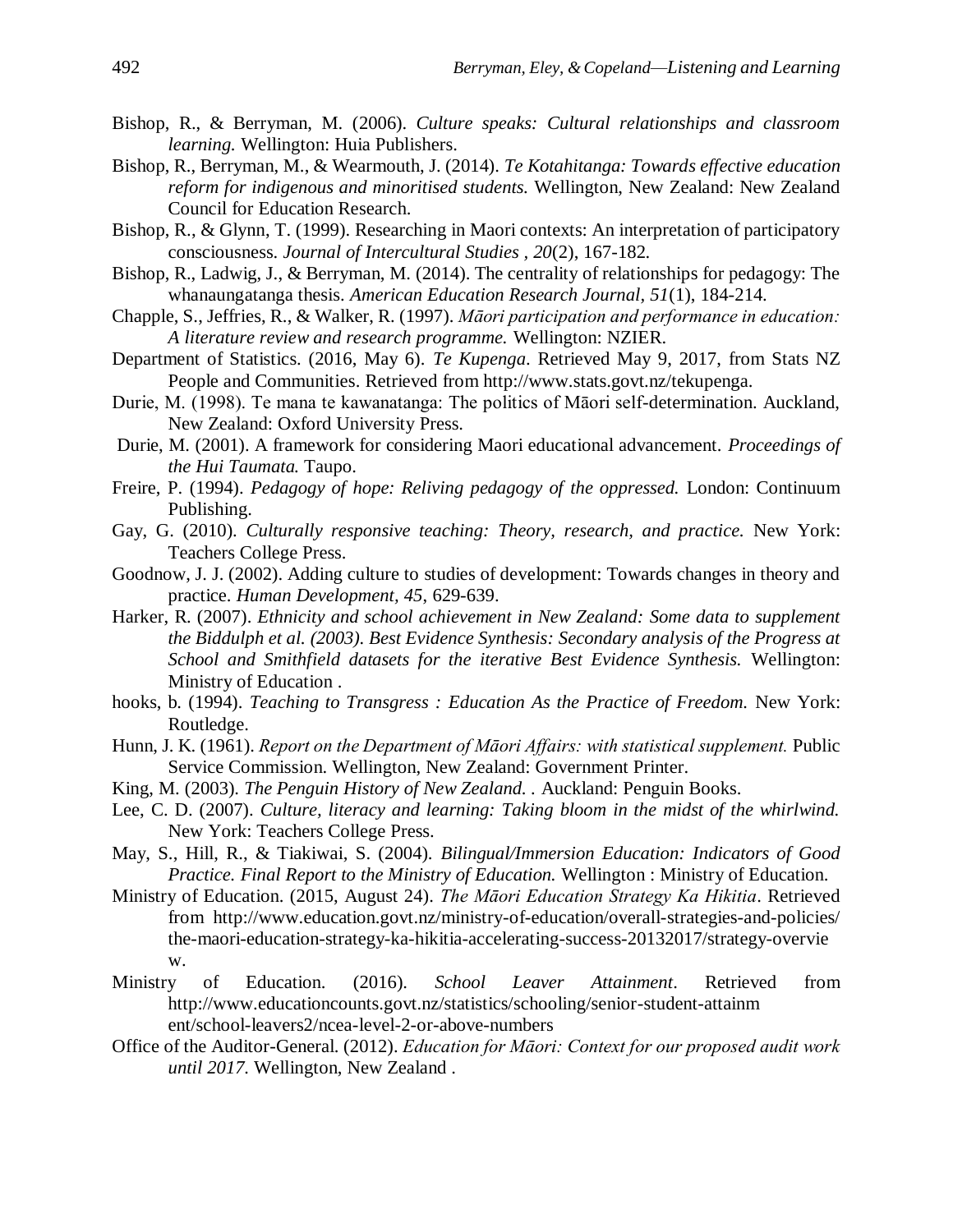Bishop, R., & Berryman, M. (2006). *Culture speaks: Cultural relationships and classroom learning.* Wellington: Huia Publishers.

Bishop, R., Berryman, M., & Wearmouth, J. (2014). *Te Kotahitanga: Towards effective education reform for indigenous and minoritised students.* Wellington, New Zealand: New Zealand Council for Education Research.

Bishop, R., & Glynn, T. (1999). Researching in Maori contexts: An interpretation of participatory consciousness. *Journal of Intercultural Studies , 20*(2), 167-182.

Bishop, R., Ladwig, J., & Berryman, M. (2014). The centrality of relationships for pedagogy: The whanaungatanga thesis. *American Education Research Journal, 51*(1), 184-214.

Chapple, S., Jeffries, R., & Walker, R. (1997). *Māori participation and performance in education: A literature review and research programme.* Wellington: NZIER.

Department of Statistics. (2016, May 6). *Te Kupenga*. Retrieved May 9, 2017, from Stats NZ People and Communities. Retrieved from http://www.stats.govt.nz/tekupenga.

Durie, M. (1998). Te mana te kawanatanga: The politics of Māori self-determination. Auckland, New Zealand: Oxford University Press.

Durie, M. (2001). A framework for considering Maori educational advancement. *Proceedings of the Hui Taumata.* Taupo.

Freire, P. (1994). *Pedagogy of hope: Reliving pedagogy of the oppressed.* London: Continuum Publishing.

Gay, G. (2010). *Culturally responsive teaching: Theory, research, and practice.* New York: Teachers College Press.

Goodnow, J. J. (2002). Adding culture to studies of development: Towards changes in theory and practice. *Human Development, 45*, 629-639.

Harker, R. (2007). *Ethnicity and school achievement in New Zealand: Some data to supplement the Biddulph et al. (2003). Best Evidence Synthesis: Secondary analysis of the Progress at School and Smithfield datasets for the iterative Best Evidence Synthesis.* Wellington: Ministry of Education .

hooks, b. (1994). *Teaching to Transgress : Education As the Practice of Freedom.* New York: Routledge.

Hunn, J. K. (1961). *Report on the Department of Māori Affairs: with statistical supplement.* Public Service Commission. Wellington, New Zealand: Government Printer.

King, M. (2003). *The Penguin History of New Zealand.* . Auckland: Penguin Books.

Lee, C. D. (2007). *Culture, literacy and learning: Taking bloom in the midst of the whirlwind.* New York: Teachers College Press.

May, S., Hill, R., & Tiakiwai, S. (2004). *Bilingual/Immersion Education: Indicators of Good Practice. Final Report to the Ministry of Education.* Wellington : Ministry of Education.

Ministry of Education. (2015, August 24). *The Māori Education Strategy Ka Hikitia*. Retrieved from http://www.education.govt.nz/ministry-of-education/overall-strategies-and-policies/the-maori-education-strategy-ka-hikitia-accelerating-success-20132017/strategy-overview.

Ministry of Education. (2016). *School Leaver Attainment*. Retrieved from http://www.educationcounts.govt.nz/statistics/schooling/senior-student-attainment/school-leavers2/ncea-level-2-or-above-numbers

Office of the Auditor-General. (2012). *Education for Māori: Context for our proposed audit work until 2017.* Wellington, New Zealand .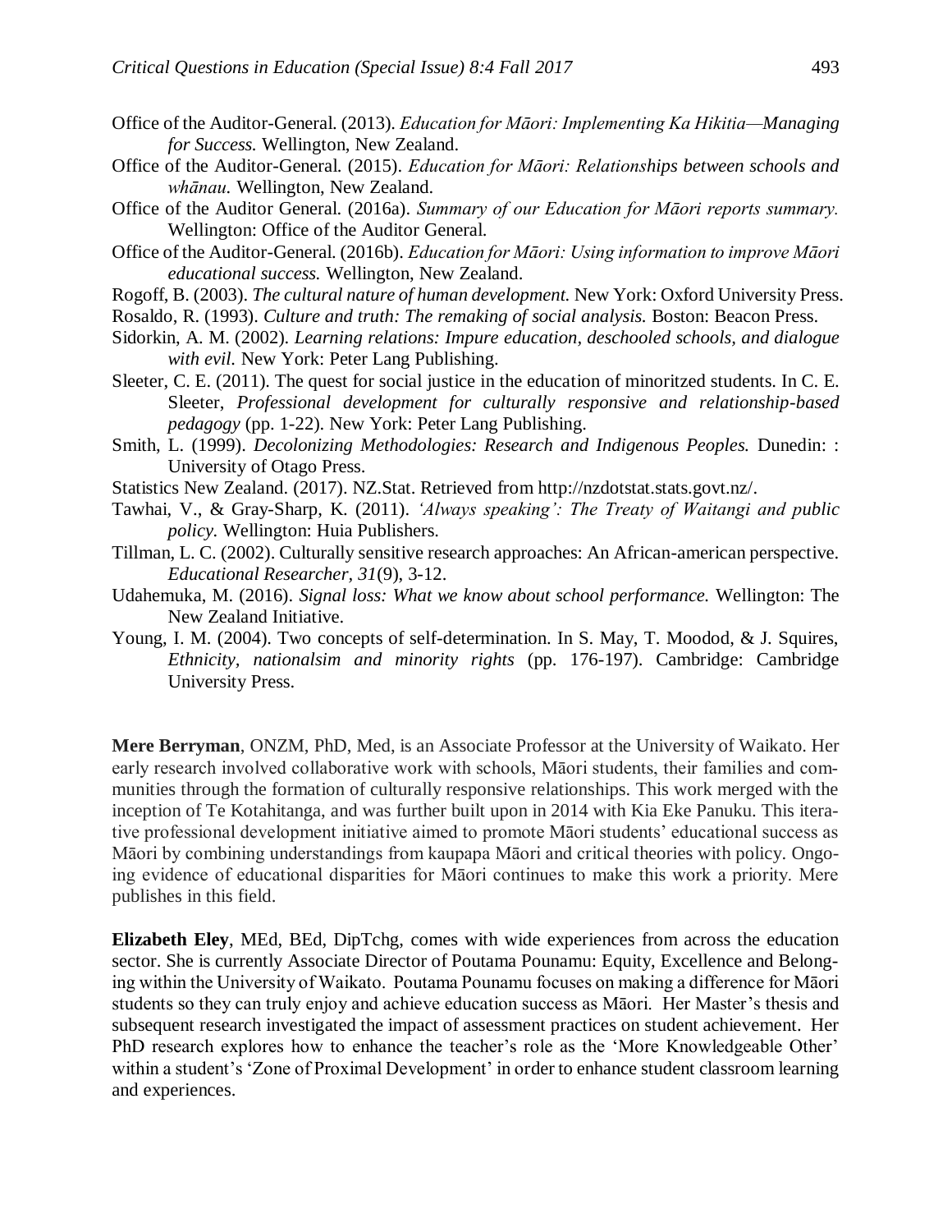Office of the Auditor-General. (2013). *Education for Māori: Implementing Ka Hikitia—Managing for Success.* Wellington, New Zealand.

Office of the Auditor-General. (2015). *Education for Māori: Relationships between schools and whānau.* Wellington, New Zealand.

Office of the Auditor General. (2016a). *Summary of our Education for Māori reports summary.* Wellington: Office of the Auditor General.

Office of the Auditor-General. (2016b). *Education for Māori: Using information to improve Māori educational success.* Wellington, New Zealand.

Rogoff, B. (2003). *The cultural nature of human development.* New York: Oxford University Press.

Rosaldo, R. (1993). *Culture and truth: The remaking of social analysis.* Boston: Beacon Press.

Sidorkin, A. M. (2002). *Learning relations: Impure education, deschooled schools, and dialogue with evil.* New York: Peter Lang Publishing.

Sleeter, C. E. (2011). The quest for social justice in the education of minoritzed students. In C. E. Sleeter, *Professional development for culturally responsive and relationship-based pedagogy* (pp. 1-22). New York: Peter Lang Publishing.

Smith, L. (1999). *Decolonizing Methodologies: Research and Indigenous Peoples.* Dunedin: : University of Otago Press.

Statistics New Zealand. (2017). NZ.Stat. Retrieved from http://nzdotstat.stats.govt.nz/.

Tawhai, V., & Gray-Sharp, K. (2011). *'Always speaking': The Treaty of Waitangi and public policy.* Wellington: Huia Publishers.

Tillman, L. C. (2002). Culturally sensitive research approaches: An African-american perspective. *Educational Researcher, 31*(9), 3-12.

Udahemuka, M. (2016). *Signal loss: What we know about school performance.* Wellington: The New Zealand Initiative.

Young, I. M. (2004). Two concepts of self-determination. In S. May, T. Moodod, & J. Squires, *Ethnicity, nationalsim and minority rights* (pp. 176-197). Cambridge: Cambridge University Press.

**Mere Berryman**, ONZM, PhD, Med, is an Associate Professor at the University of Waikato. Her early research involved collaborative work with schools, Māori students, their families and communities through the formation of culturally responsive relationships. This work merged with the inception of Te Kotahitanga, and was further built upon in 2014 with Kia Eke Panuku. This iterative professional development initiative aimed to promote Māori students' educational success as Māori by combining understandings from kaupapa Māori and critical theories with policy. Ongoing evidence of educational disparities for Māori continues to make this work a priority. Mere publishes in this field.

**Elizabeth Eley**, MEd, BEd, DipTchg, comes with wide experiences from across the education sector. She is currently Associate Director of Poutama Pounamu: Equity, Excellence and Belonging within the University of Waikato. Poutama Pounamu focuses on making a difference for Māori students so they can truly enjoy and achieve education success as Māori. Her Master's thesis and subsequent research investigated the impact of assessment practices on student achievement. Her PhD research explores how to enhance the teacher's role as the 'More Knowledgeable Other' within a student's 'Zone of Proximal Development' in order to enhance student classroom learning and experiences.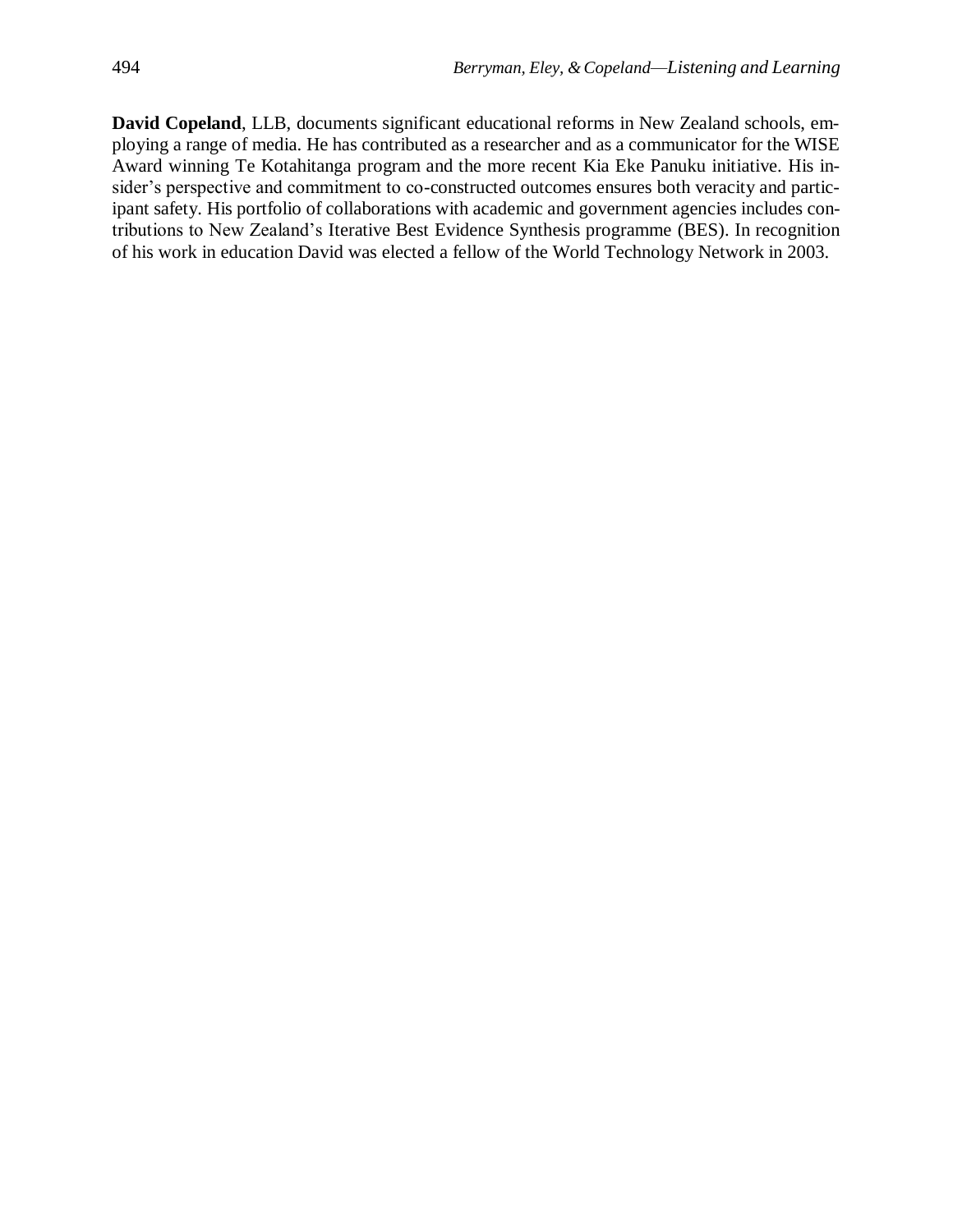**David Copeland**, LLB, documents significant educational reforms in New Zealand schools, employing a range of media. He has contributed as a researcher and as a communicator for the WISE Award winning Te Kotahitanga program and the more recent Kia Eke Panuku initiative. His insider's perspective and commitment to co-constructed outcomes ensures both veracity and participant safety. His portfolio of collaborations with academic and government agencies includes contributions to New Zealand's Iterative Best Evidence Synthesis programme (BES). In recognition of his work in education David was elected a fellow of the World Technology Network in 2003.